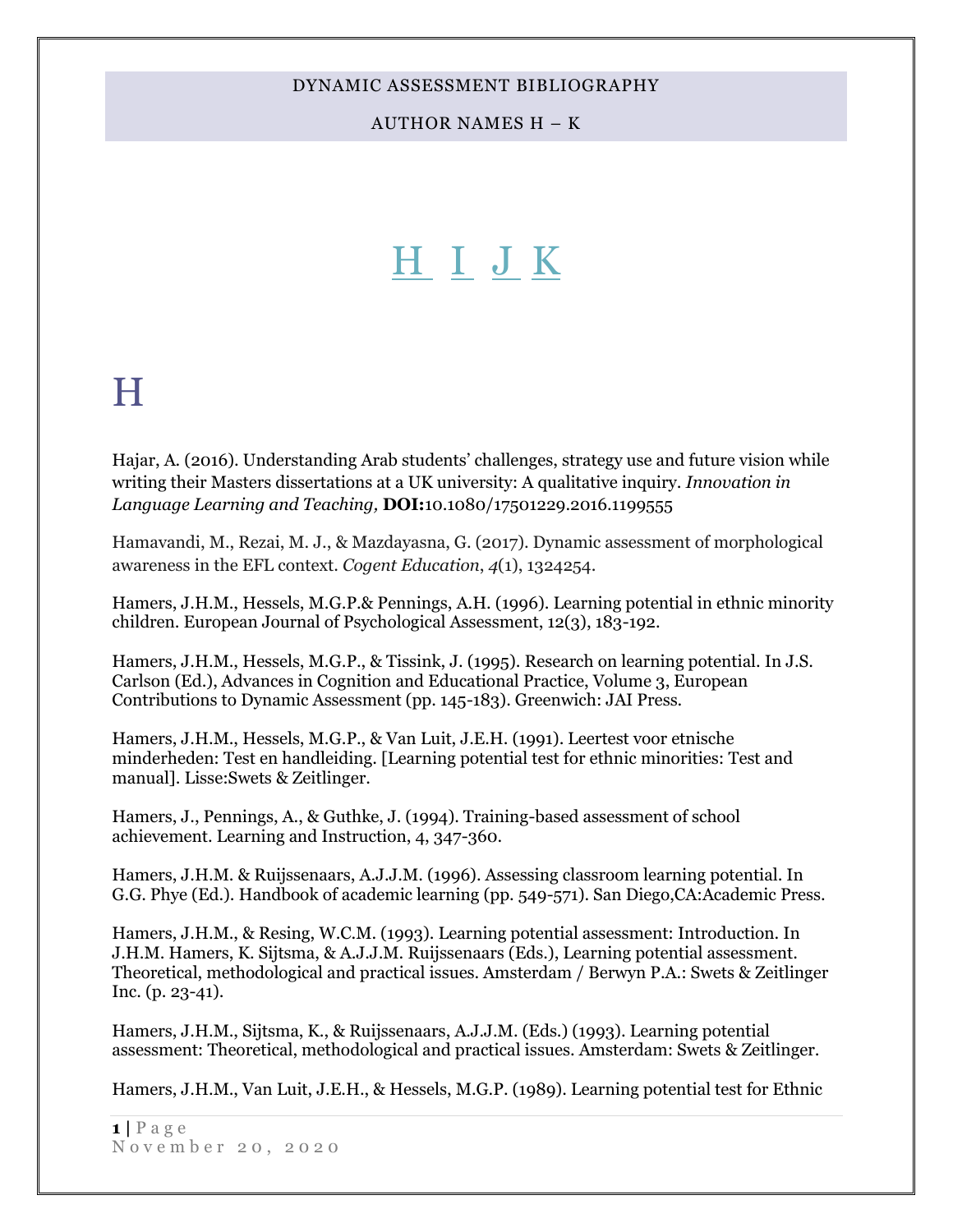DYNAMIC ASSESSMENT BIBLIOGRAPHY

AUTHOR NAMES H – K

H I J K

# H

Hajar, A. (2016). Understanding Arab students' challenges, strategy use and future vision while writing their Masters dissertations at a UK university: A qualitative inquiry. *Innovation in Language Learning and Teaching,* **DOI:**10.1080/17501229.2016.1199555

Hamavandi, M., Rezai, M. J., & Mazdayasna, G. (2017). Dynamic assessment of morphological awareness in the EFL context. *Cogent Education*, *4*(1), 1324254.

Hamers, J.H.M., Hessels, M.G.P.& Pennings, A.H. (1996). Learning potential in ethnic minority children. European Journal of Psychological Assessment, 12(3), 183-192.

Hamers, J.H.M., Hessels, M.G.P., & Tissink, J. (1995). Research on learning potential. In J.S. Carlson (Ed.), Advances in Cognition and Educational Practice, Volume 3, European Contributions to Dynamic Assessment (pp. 145-183). Greenwich: JAI Press.

Hamers, J.H.M., Hessels, M.G.P., & Van Luit, J.E.H. (1991). Leertest voor etnische minderheden: Test en handleiding. [Learning potential test for ethnic minorities: Test and manual]. Lisse:Swets & Zeitlinger.

Hamers, J., Pennings, A., & Guthke, J. (1994). Training-based assessment of school achievement. Learning and Instruction, 4, 347-360.

Hamers, J.H.M. & Ruijssenaars, A.J.J.M. (1996). Assessing classroom learning potential. In G.G. Phye (Ed.). Handbook of academic learning (pp. 549-571). San Diego,CA:Academic Press.

Hamers, J.H.M., & Resing, W.C.M. (1993). Learning potential assessment: Introduction. In J.H.M. Hamers, K. Sijtsma, & A.J.J.M. Ruijssenaars (Eds.), Learning potential assessment. Theoretical, methodological and practical issues. Amsterdam / Berwyn P.A.: Swets & Zeitlinger Inc. (p. 23-41).

Hamers, J.H.M., Sijtsma, K., & Ruijssenaars, A.J.J.M. (Eds.) (1993). Learning potential assessment: Theoretical, methodological and practical issues. Amsterdam: Swets & Zeitlinger.

Hamers, J.H.M., Van Luit, J.E.H., & Hessels, M.G.P. (1989). Learning potential test for Ethnic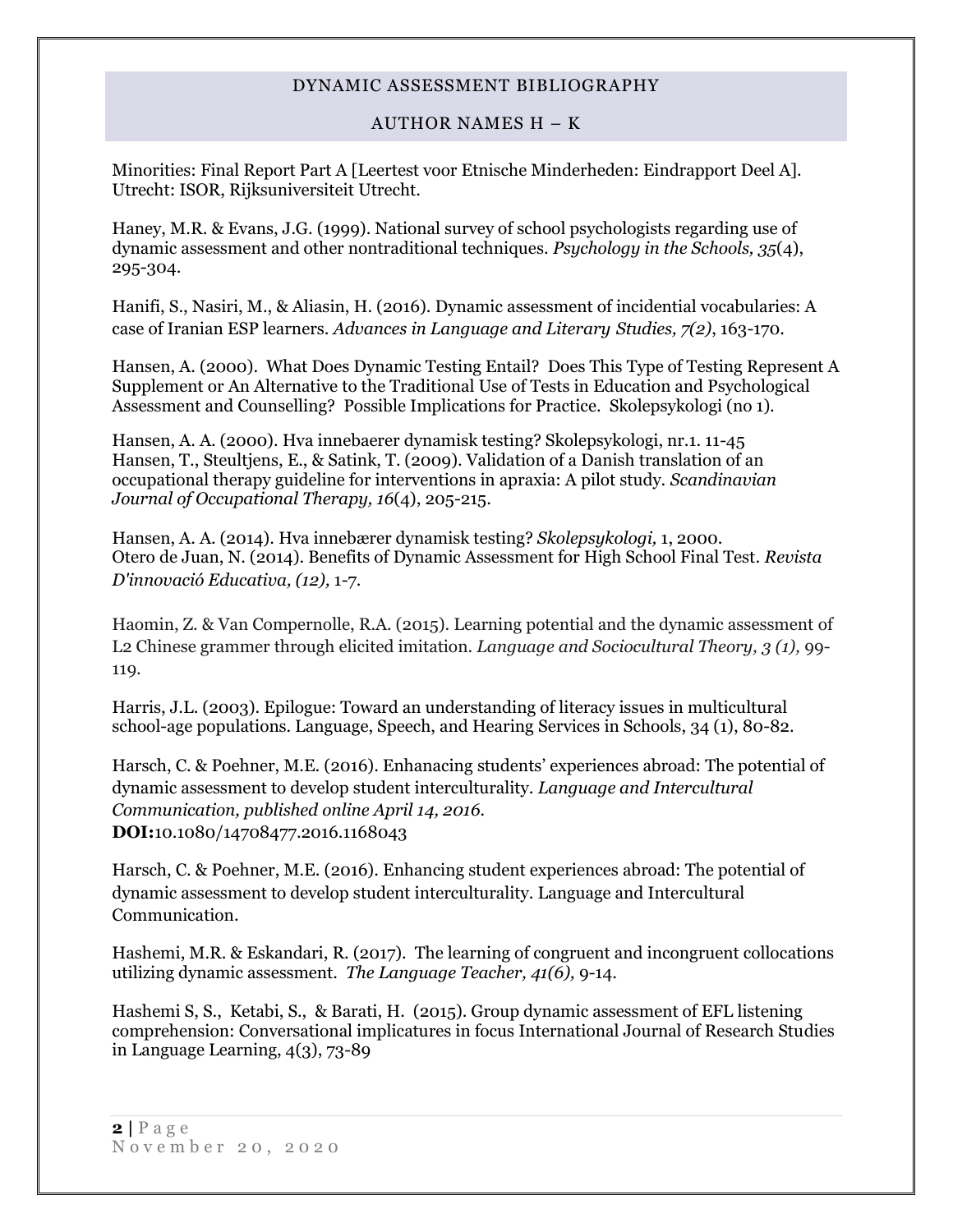Minorities: Final Report Part A [Leertest voor Etnische Minderheden: Eindrapport Deel A]. Utrecht: ISOR, Rijksuniversiteit Utrecht.

Haney, M.R. & Evans, J.G. (1999). National survey of school psychologists regarding use of dynamic assessment and other nontraditional techniques. *Psychology in the Schools, 35*(4), 295-304.

Hanifi, S., Nasiri, M., & Aliasin, H. (2016). Dynamic assessment of incidential vocabularies: A case of Iranian ESP learners. *Advances in Language and Literary Studies, 7(2)*, 163-170.

Hansen, A. (2000). What Does Dynamic Testing Entail? Does This Type of Testing Represent A Supplement or An Alternative to the Traditional Use of Tests in Education and Psychological Assessment and Counselling? Possible Implications for Practice. Skolepsykologi (no 1).

Hansen, A. A. (2000). Hva innebaerer dynamisk testing? Skolepsykologi, nr.1. 11-45
Hansen, T., Steultjens, E., & Satink, T. (2009). Validation of a Danish translation of an occupational therapy guideline for interventions in apraxia: A pilot study. *Scandinavian Journal of Occupational Therapy, 16*(4), 205-215.

Hansen, A. A. (2014). Hva innebærer dynamisk testing? *Skolepsykologi,* 1, 2000.
Otero de Juan, N. (2014). Benefits of Dynamic Assessment for High School Final Test. *Revista D'innovació Educativa, (12),* 1-7.

Haomin, Z. & Van Compernolle, R.A. (2015). Learning potential and the dynamic assessment of L2 Chinese grammer through elicited imitation. *Language and Sociocultural Theory, 3 (1),* 99-119.

Harris, J.L. (2003). Epilogue: Toward an understanding of literacy issues in multicultural school-age populations. Language, Speech, and Hearing Services in Schools, 34 (1), 80-82.

Harsch, C. & Poehner, M.E. (2016). Enhanacing students' experiences abroad: The potential of dynamic assessment to develop student interculturality. *Language and Intercultural Communication, published online April 14, 2016.*
**DOI:**10.1080/14708477.2016.1168043

Harsch, C. & Poehner, M.E. (2016). Enhancing student experiences abroad: The potential of dynamic assessment to develop student interculturality. Language and Intercultural Communication.

Hashemi, M.R. & Eskandari, R. (2017). The learning of congruent and incongruent collocations utilizing dynamic assessment. *The Language Teacher, 41(6),* 9-14.

Hashemi S, S., Ketabi, S., & Barati, H. (2015). Group dynamic assessment of EFL listening comprehension: Conversational implicatures in focus International Journal of Research Studies in Language Learning, 4(3), 73-89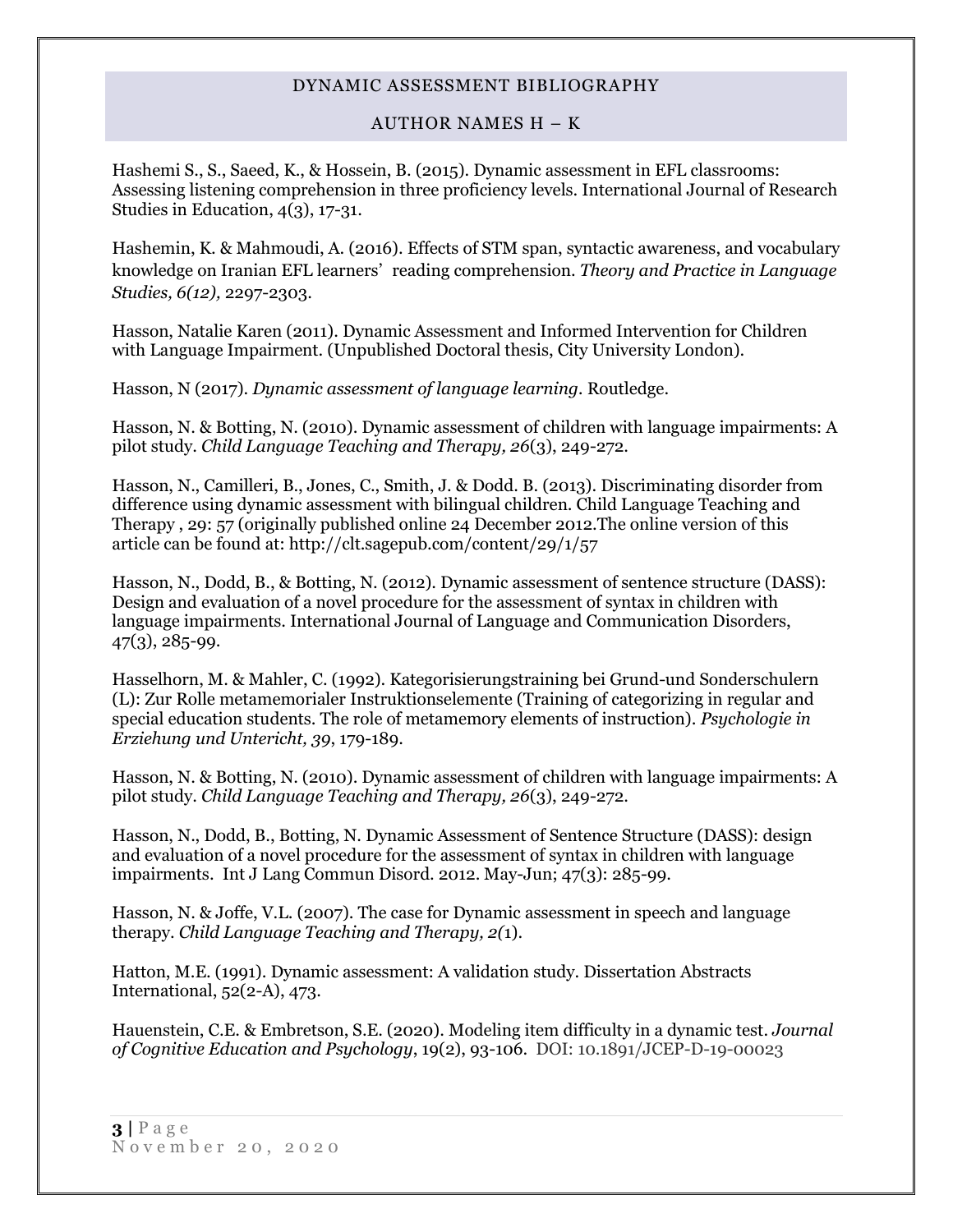DYNAMIC ASSESSMENT BIBLIOGRAPHY

AUTHOR NAMES H – K

Hashemi S., S., Saeed, K., & Hossein, B. (2015). Dynamic assessment in EFL classrooms: Assessing listening comprehension in three proficiency levels. International Journal of Research Studies in Education, 4(3), 17-31.

Hashemin, K. & Mahmoudi, A. (2016). Effects of STM span, syntactic awareness, and vocabulary knowledge on Iranian EFL learners' reading comprehension. *Theory and Practice in Language Studies, 6(12),* 2297-2303.

Hasson, Natalie Karen (2011). Dynamic Assessment and Informed Intervention for Children with Language Impairment. (Unpublished Doctoral thesis, City University London).

Hasson, N (2017). *Dynamic assessment of language learning*. Routledge.

Hasson, N. & Botting, N. (2010). Dynamic assessment of children with language impairments: A pilot study. *Child Language Teaching and Therapy, 26*(3), 249-272.

Hasson, N., Camilleri, B., Jones, C., Smith, J. & Dodd. B. (2013). Discriminating disorder from difference using dynamic assessment with bilingual children. Child Language Teaching and Therapy , 29: 57 (originally published online 24 December 2012.The online version of this article can be found at: http://clt.sagepub.com/content/29/1/57

Hasson, N., Dodd, B., & Botting, N. (2012). Dynamic assessment of sentence structure (DASS): Design and evaluation of a novel procedure for the assessment of syntax in children with language impairments. International Journal of Language and Communication Disorders, 47(3), 285-99.

Hasselhorn, M. & Mahler, C. (1992). Kategorisierungstraining bei Grund-und Sonderschulern (L): Zur Rolle metamemorialer Instruktionselemente (Training of categorizing in regular and special education students. The role of metamemory elements of instruction). *Psychologie in Erziehung und Untericht, 39*, 179-189.

Hasson, N. & Botting, N. (2010). Dynamic assessment of children with language impairments: A pilot study. *Child Language Teaching and Therapy, 26*(3), 249-272.

Hasson, N., Dodd, B., Botting, N. Dynamic Assessment of Sentence Structure (DASS): design and evaluation of a novel procedure for the assessment of syntax in children with language impairments. Int J Lang Commun Disord. 2012. May-Jun; 47(3): 285-99.

Hasson, N. & Joffe, V.L. (2007). The case for Dynamic assessment in speech and language therapy. *Child Language Teaching and Therapy, 2(*1).

Hatton, M.E. (1991). Dynamic assessment: A validation study. Dissertation Abstracts International, 52(2-A), 473.

Hauenstein, C.E. & Embretson, S.E. (2020). Modeling item difficulty in a dynamic test. *Journal of Cognitive Education and Psychology*, 19(2), 93-106. DOI: 10.1891/JCEP-D-19-00023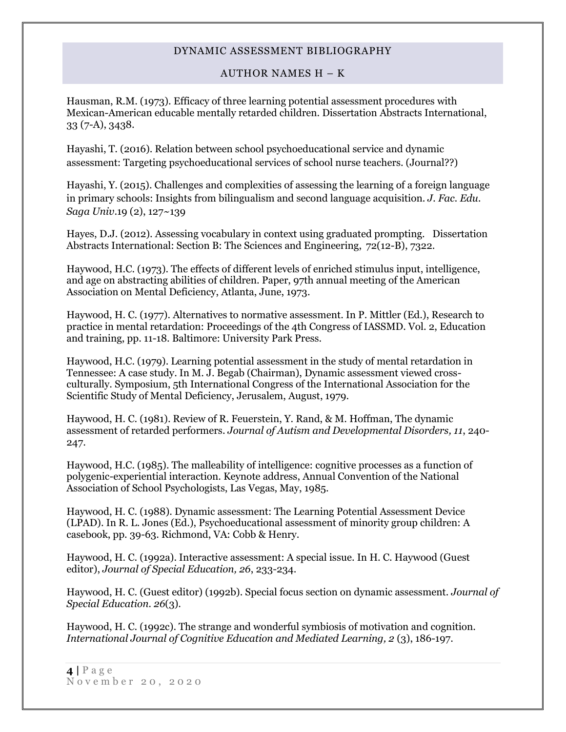# DYNAMIC ASSESSMENT BIBLIOGRAPHY

## AUTHOR NAMES H – K

Hausman, R.M. (1973). Efficacy of three learning potential assessment procedures with Mexican-American educable mentally retarded children. Dissertation Abstracts International, 33 (7-A), 3438.

Hayashi, T. (2016). Relation between school psychoeducational service and dynamic assessment: Targeting psychoeducational services of school nurse teachers. (Journal??)

Hayashi, Y. (2015). Challenges and complexities of assessing the learning of a foreign language in primary schools: Insights from bilingualism and second language acquisition. *J. Fac. Edu. Saga Univ.*19 (2), 127~139

Hayes, D.J. (2012). Assessing vocabulary in context using graduated prompting. Dissertation Abstracts International: Section B: The Sciences and Engineering, 72(12-B), 7322.

Haywood, H.C. (1973). The effects of different levels of enriched stimulus input, intelligence, and age on abstracting abilities of children. Paper, 97th annual meeting of the American Association on Mental Deficiency, Atlanta, June, 1973.

Haywood, H. C. (1977). Alternatives to normative assessment. In P. Mittler (Ed.), Research to practice in mental retardation: Proceedings of the 4th Congress of IASSMD. Vol. 2, Education and training, pp. 11-18. Baltimore: University Park Press.

Haywood, H.C. (1979). Learning potential assessment in the study of mental retardation in Tennessee: A case study. In M. J. Begab (Chairman), Dynamic assessment viewed cross-culturally. Symposium, 5th International Congress of the International Association for the Scientific Study of Mental Deficiency, Jerusalem, August, 1979.

Haywood, H. C. (1981). Review of R. Feuerstein, Y. Rand, & M. Hoffman, The dynamic assessment of retarded performers. *Journal of Autism and Developmental Disorders, 11*, 240-247.

Haywood, H.C. (1985). The malleability of intelligence: cognitive processes as a function of polygenic-experiential interaction. Keynote address, Annual Convention of the National Association of School Psychologists, Las Vegas, May, 1985.

Haywood, H. C. (1988). Dynamic assessment: The Learning Potential Assessment Device (LPAD). In R. L. Jones (Ed.), Psychoeducational assessment of minority group children: A casebook, pp. 39-63. Richmond, VA: Cobb & Henry.

Haywood, H. C. (1992a). Interactive assessment: A special issue. In H. C. Haywood (Guest editor), *Journal of Special Education, 26*, 233-234.

Haywood, H. C. (Guest editor) (1992b). Special focus section on dynamic assessment. *Journal of Special Education. 26*(3).

Haywood, H. C. (1992c). The strange and wonderful symbiosis of motivation and cognition. *International Journal of Cognitive Education and Mediated Learning, 2* (3), 186-197.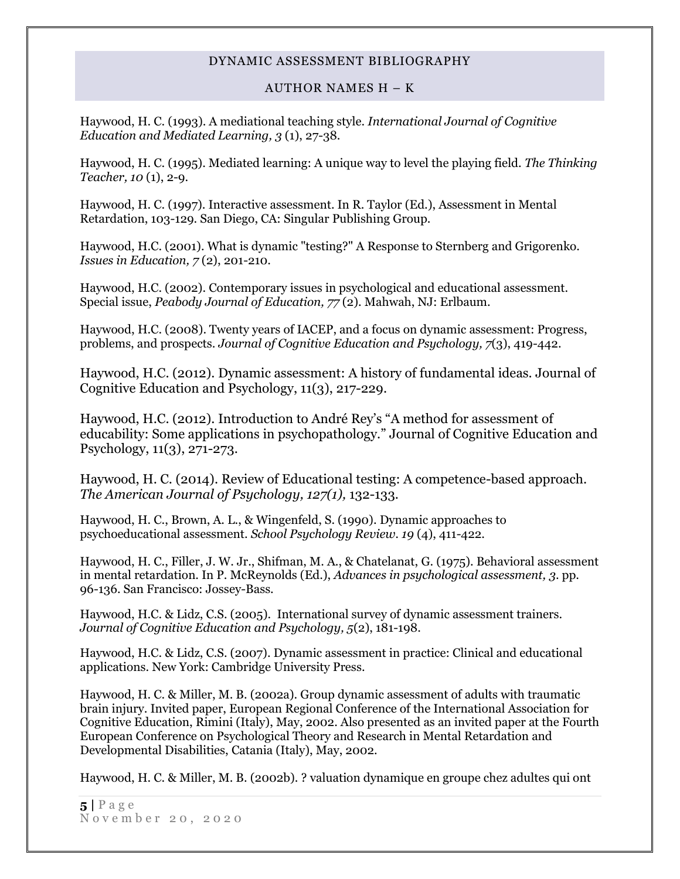Haywood, H. C. (1993). A mediational teaching style. *International Journal of Cognitive Education and Mediated Learning, 3* (1), 27-38.

Haywood, H. C. (1995). Mediated learning: A unique way to level the playing field. *The Thinking Teacher, 10* (1), 2-9.

Haywood, H. C. (1997). Interactive assessment. In R. Taylor (Ed.), Assessment in Mental Retardation, 103-129. San Diego, CA: Singular Publishing Group.

Haywood, H.C. (2001). What is dynamic "testing?" A Response to Sternberg and Grigorenko. *Issues in Education, 7* (2), 201-210.

Haywood, H.C. (2002). Contemporary issues in psychological and educational assessment. Special issue, *Peabody Journal of Education, 77* (2). Mahwah, NJ: Erlbaum.

Haywood, H.C. (2008). Twenty years of IACEP, and a focus on dynamic assessment: Progress, problems, and prospects. *Journal of Cognitive Education and Psychology, 7*(3), 419-442.

Haywood, H.C. (2012). Dynamic assessment: A history of fundamental ideas. Journal of Cognitive Education and Psychology, 11(3), 217-229.

Haywood, H.C. (2012). Introduction to André Rey's "A method for assessment of educability: Some applications in psychopathology." Journal of Cognitive Education and Psychology, 11(3), 271-273.

Haywood, H. C. (2014). Review of Educational testing: A competence-based approach. *The American Journal of Psychology, 127(1),* 132-133.

Haywood, H. C., Brown, A. L., & Wingenfeld, S. (1990). Dynamic approaches to psychoeducational assessment. *School Psychology Review. 19* (4), 411-422.

Haywood, H. C., Filler, J. W. Jr., Shifman, M. A., & Chatelanat, G. (1975). Behavioral assessment in mental retardation. In P. McReynolds (Ed.), *Advances in psychological assessment, 3.* pp. 96-136. San Francisco: Jossey-Bass.

Haywood, H.C. & Lidz, C.S. (2005). International survey of dynamic assessment trainers. *Journal of Cognitive Education and Psychology, 5*(2), 181-198.

Haywood, H.C. & Lidz, C.S. (2007). Dynamic assessment in practice: Clinical and educational applications. New York: Cambridge University Press.

Haywood, H. C. & Miller, M. B. (2002a). Group dynamic assessment of adults with traumatic brain injury. Invited paper, European Regional Conference of the International Association for Cognitive Education, Rimini (Italy), May, 2002. Also presented as an invited paper at the Fourth European Conference on Psychological Theory and Research in Mental Retardation and Developmental Disabilities, Catania (Italy), May, 2002.

Haywood, H. C. & Miller, M. B. (2002b). ? valuation dynamique en groupe chez adultes qui ont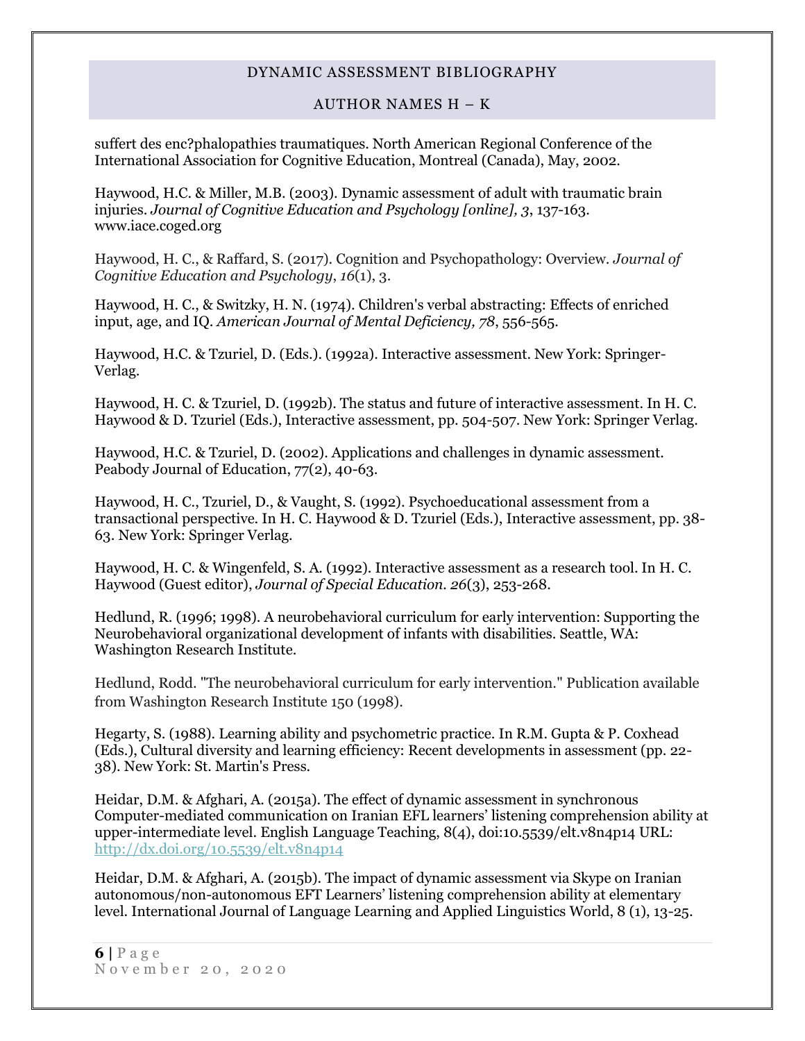suffert des enc?phalopathies traumatiques. North American Regional Conference of the International Association for Cognitive Education, Montreal (Canada), May, 2002.

Haywood, H.C. & Miller, M.B. (2003). Dynamic assessment of adult with traumatic brain injuries. *Journal of Cognitive Education and Psychology [online], 3*, 137-163. www.iace.coged.org

Haywood, H. C., & Raffard, S. (2017). Cognition and Psychopathology: Overview. *Journal of Cognitive Education and Psychology*, *16*(1), 3.

Haywood, H. C., & Switzky, H. N. (1974). Children's verbal abstracting: Effects of enriched input, age, and IQ. *American Journal of Mental Deficiency, 78*, 556-565.

Haywood, H.C. & Tzuriel, D. (Eds.). (1992a). Interactive assessment. New York: Springer-Verlag.

Haywood, H. C. & Tzuriel, D. (1992b). The status and future of interactive assessment. In H. C. Haywood & D. Tzuriel (Eds.), Interactive assessment, pp. 504-507. New York: Springer Verlag.

Haywood, H.C. & Tzuriel, D. (2002). Applications and challenges in dynamic assessment. Peabody Journal of Education, 77(2), 40-63.

Haywood, H. C., Tzuriel, D., & Vaught, S. (1992). Psychoeducational assessment from a transactional perspective. In H. C. Haywood & D. Tzuriel (Eds.), Interactive assessment, pp. 38-63. New York: Springer Verlag.

Haywood, H. C. & Wingenfeld, S. A. (1992). Interactive assessment as a research tool. In H. C. Haywood (Guest editor), *Journal of Special Education. 26*(3), 253-268.

Hedlund, R. (1996; 1998). A neurobehavioral curriculum for early intervention: Supporting the Neurobehavioral organizational development of infants with disabilities. Seattle, WA: Washington Research Institute.

Hedlund, Rodd. "The neurobehavioral curriculum for early intervention." Publication available from Washington Research Institute 150 (1998).

Hegarty, S. (1988). Learning ability and psychometric practice. In R.M. Gupta & P. Coxhead (Eds.), Cultural diversity and learning efficiency: Recent developments in assessment (pp. 22-38). New York: St. Martin's Press.

Heidar, D.M. & Afghari, A. (2015a). The effect of dynamic assessment in synchronous Computer-mediated communication on Iranian EFL learners' listening comprehension ability at upper-intermediate level. English Language Teaching, 8(4), doi:10.5539/elt.v8n4p14 URL: [http://dx.doi.org/10.5539/elt.v8n4p14](http://dx.doi.org/10.5539/elt.v8n4p14)

Heidar, D.M. & Afghari, A. (2015b). The impact of dynamic assessment via Skype on Iranian autonomous/non-autonomous EFT Learners' listening comprehension ability at elementary level. International Journal of Language Learning and Applied Linguistics World, 8 (1), 13-25.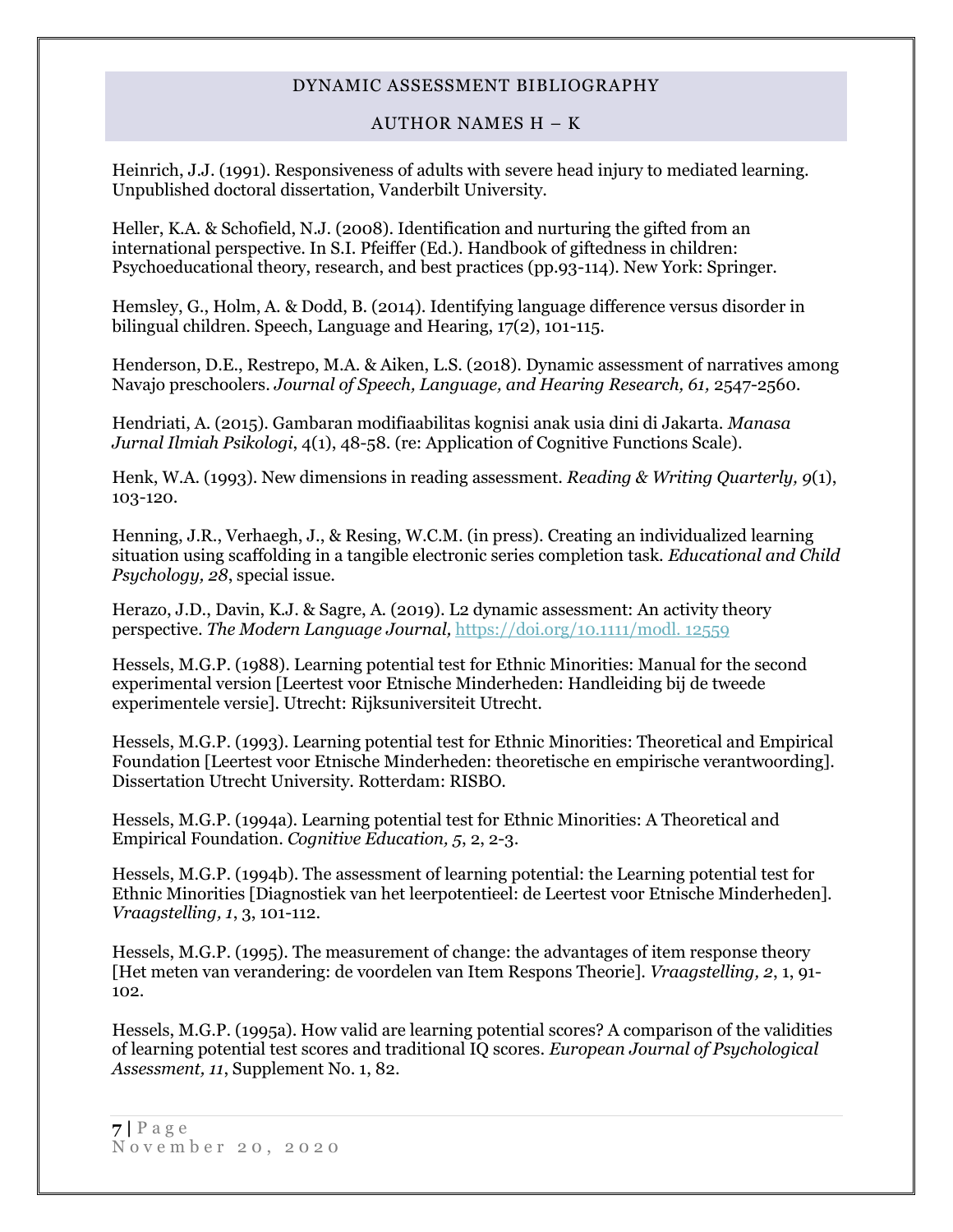DYNAMIC ASSESSMENT BIBLIOGRAPHY

AUTHOR NAMES H – K

Heinrich, J.J. (1991). Responsiveness of adults with severe head injury to mediated learning. Unpublished doctoral dissertation, Vanderbilt University.

Heller, K.A. & Schofield, N.J. (2008). Identification and nurturing the gifted from an international perspective. In S.I. Pfeiffer (Ed.). Handbook of giftedness in children: Psychoeducational theory, research, and best practices (pp.93-114). New York: Springer.

Hemsley, G., Holm, A. & Dodd, B. (2014). Identifying language difference versus disorder in bilingual children. Speech, Language and Hearing, 17(2), 101-115.

Henderson, D.E., Restrepo, M.A. & Aiken, L.S. (2018). Dynamic assessment of narratives among Navajo preschoolers. *Journal of Speech, Language, and Hearing Research, 61,* 2547-2560.

Hendriati, A. (2015). Gambaran modifiaabilitas kognisi anak usia dini di Jakarta. *Manasa Jurnal Ilmiah Psikologi*, 4(1), 48-58. (re: Application of Cognitive Functions Scale).

Henk, W.A. (1993). New dimensions in reading assessment. *Reading & Writing Quarterly, 9*(1), 103-120.

Henning, J.R., Verhaegh, J., & Resing, W.C.M. (in press). Creating an individualized learning situation using scaffolding in a tangible electronic series completion task. *Educational and Child Psychology, 28*, special issue.

Herazo, J.D., Davin, K.J. & Sagre, A. (2019). L2 dynamic assessment: An activity theory perspective. *The Modern Language Journal,* https://doi.org/10.1111/modl. 12559

Hessels, M.G.P. (1988). Learning potential test for Ethnic Minorities: Manual for the second experimental version [Leertest voor Etnische Minderheden: Handleiding bij de tweede experimentele versie]. Utrecht: Rijksuniversiteit Utrecht.

Hessels, M.G.P. (1993). Learning potential test for Ethnic Minorities: Theoretical and Empirical Foundation [Leertest voor Etnische Minderheden: theoretische en empirische verantwoording]. Dissertation Utrecht University. Rotterdam: RISBO.

Hessels, M.G.P. (1994a). Learning potential test for Ethnic Minorities: A Theoretical and Empirical Foundation. *Cognitive Education, 5*, 2, 2-3.

Hessels, M.G.P. (1994b). The assessment of learning potential: the Learning potential test for Ethnic Minorities [Diagnostiek van het leerpotentieel: de Leertest voor Etnische Minderheden]. *Vraagstelling, 1*, 3, 101-112.

Hessels, M.G.P. (1995). The measurement of change: the advantages of item response theory [Het meten van verandering: de voordelen van Item Respons Theorie]. *Vraagstelling, 2*, 1, 91-102.

Hessels, M.G.P. (1995a). How valid are learning potential scores? A comparison of the validities of learning potential test scores and traditional IQ scores. *European Journal of Psychological Assessment, 11*, Supplement No. 1, 82.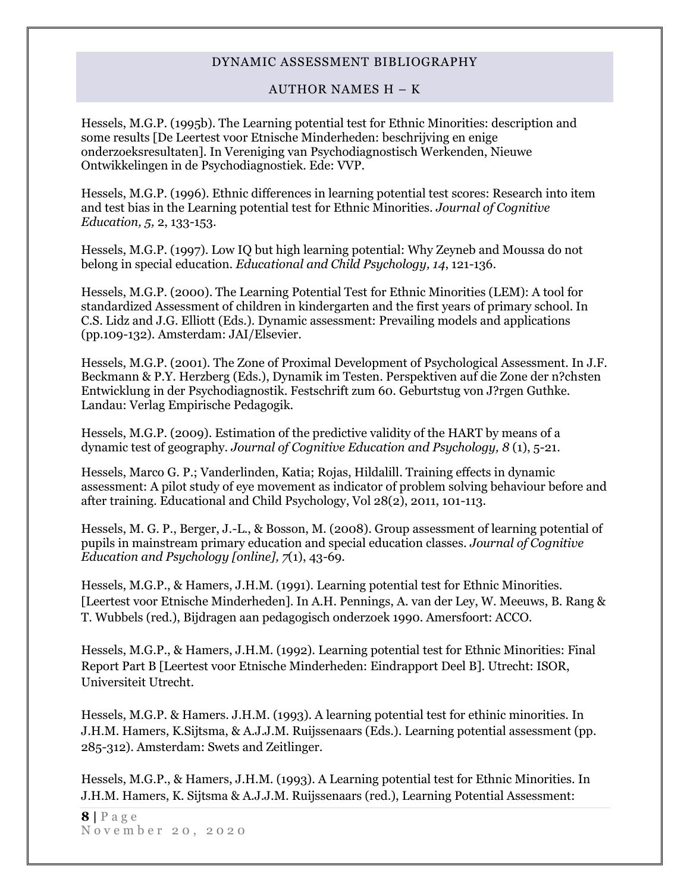Hessels, M.G.P. (1995b). The Learning potential test for Ethnic Minorities: description and some results [De Leertest voor Etnische Minderheden: beschrijving en enige onderzoeksresultaten]. In Vereniging van Psychodiagnostisch Werkenden, Nieuwe Ontwikkelingen in de Psychodiagnostiek. Ede: VVP.

Hessels, M.G.P. (1996). Ethnic differences in learning potential test scores: Research into item and test bias in the Learning potential test for Ethnic Minorities. *Journal of Cognitive Education, 5,* 2, 133-153.

Hessels, M.G.P. (1997). Low IQ but high learning potential: Why Zeyneb and Moussa do not belong in special education. *Educational and Child Psychology, 14*, 121-136.

Hessels, M.G.P. (2000). The Learning Potential Test for Ethnic Minorities (LEM): A tool for standardized Assessment of children in kindergarten and the first years of primary school. In C.S. Lidz and J.G. Elliott (Eds.). Dynamic assessment: Prevailing models and applications (pp.109-132). Amsterdam: JAI/Elsevier.

Hessels, M.G.P. (2001). The Zone of Proximal Development of Psychological Assessment. In J.F. Beckmann & P.Y. Herzberg (Eds.), Dynamik im Testen. Perspektiven auf die Zone der n?chsten Entwicklung in der Psychodiagnostik. Festschrift zum 60. Geburtstug von J?rgen Guthke. Landau: Verlag Empirische Pedagogik.

Hessels, M.G.P. (2009). Estimation of the predictive validity of the HART by means of a dynamic test of geography. *Journal of Cognitive Education and Psychology, 8* (1), 5-21.

Hessels, Marco G. P.; Vanderlinden, Katia; Rojas, Hildalill. Training effects in dynamic assessment: A pilot study of eye movement as indicator of problem solving behaviour before and after training. Educational and Child Psychology, Vol 28(2), 2011, 101-113.

Hessels, M. G. P., Berger, J.-L., & Bosson, M. (2008). Group assessment of learning potential of pupils in mainstream primary education and special education classes. *Journal of Cognitive Education and Psychology [online], 7*(1), 43-69.

Hessels, M.G.P., & Hamers, J.H.M. (1991). Learning potential test for Ethnic Minorities. [Leertest voor Etnische Minderheden]. In A.H. Pennings, A. van der Ley, W. Meeuws, B. Rang & T. Wubbels (red.), Bijdragen aan pedagogisch onderzoek 1990. Amersfoort: ACCO.

Hessels, M.G.P., & Hamers, J.H.M. (1992). Learning potential test for Ethnic Minorities: Final Report Part B [Leertest voor Etnische Minderheden: Eindrapport Deel B]. Utrecht: ISOR, Universiteit Utrecht.

Hessels, M.G.P. & Hamers. J.H.M. (1993). A learning potential test for ethinic minorities. In J.H.M. Hamers, K.Sijtsma, & A.J.J.M. Ruijssenaars (Eds.). Learning potential assessment (pp. 285-312). Amsterdam: Swets and Zeitlinger.

Hessels, M.G.P., & Hamers, J.H.M. (1993). A Learning potential test for Ethnic Minorities. In J.H.M. Hamers, K. Sijtsma & A.J.J.M. Ruijssenaars (red.), Learning Potential Assessment: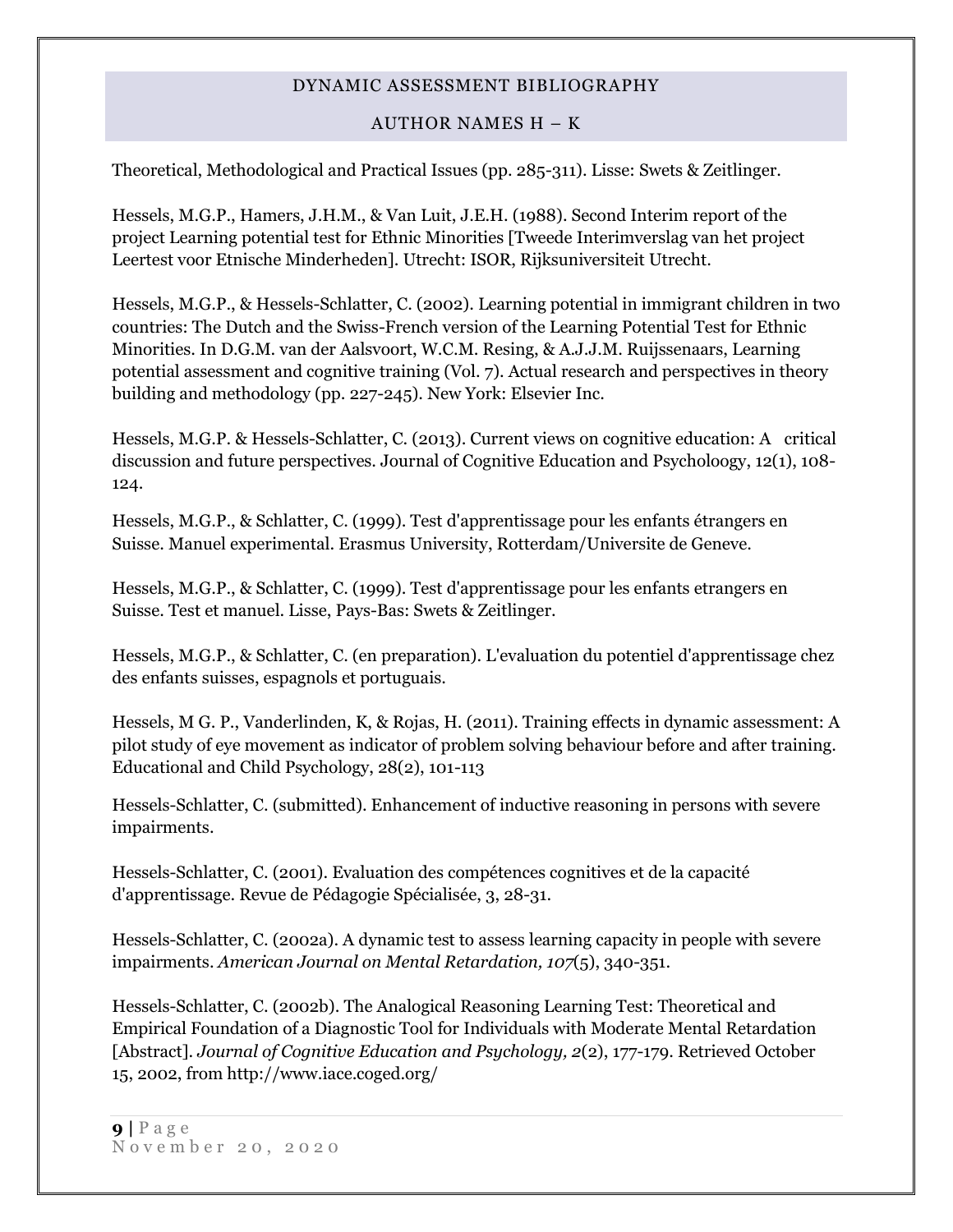Theoretical, Methodological and Practical Issues (pp. 285-311). Lisse: Swets & Zeitlinger.

Hessels, M.G.P., Hamers, J.H.M., & Van Luit, J.E.H. (1988). Second Interim report of the project Learning potential test for Ethnic Minorities [Tweede Interimverslag van het project Leertest voor Etnische Minderheden]. Utrecht: ISOR, Rijksuniversiteit Utrecht.

Hessels, M.G.P., & Hessels-Schlatter, C. (2002). Learning potential in immigrant children in two countries: The Dutch and the Swiss-French version of the Learning Potential Test for Ethnic Minorities. In D.G.M. van der Aalsvoort, W.C.M. Resing, & A.J.J.M. Ruijssenaars, Learning potential assessment and cognitive training (Vol. 7). Actual research and perspectives in theory building and methodology (pp. 227-245). New York: Elsevier Inc.

Hessels, M.G.P. & Hessels-Schlatter, C. (2013). Current views on cognitive education: A critical discussion and future perspectives. Journal of Cognitive Education and Psycholoogy, 12(1), 108-124.

Hessels, M.G.P., & Schlatter, C. (1999). Test d'apprentissage pour les enfants étrangers en Suisse. Manuel experimental. Erasmus University, Rotterdam/Universite de Geneve.

Hessels, M.G.P., & Schlatter, C. (1999). Test d'apprentissage pour les enfants etrangers en Suisse. Test et manuel. Lisse, Pays-Bas: Swets & Zeitlinger.

Hessels, M.G.P., & Schlatter, C. (en preparation). L'evaluation du potentiel d'apprentissage chez des enfants suisses, espagnols et portuguais.

Hessels, M G. P., Vanderlinden, K, & Rojas, H. (2011). Training effects in dynamic assessment: A pilot study of eye movement as indicator of problem solving behaviour before and after training. Educational and Child Psychology, 28(2), 101-113

Hessels-Schlatter, C. (submitted). Enhancement of inductive reasoning in persons with severe impairments.

Hessels-Schlatter, C. (2001). Evaluation des compétences cognitives et de la capacité d'apprentissage. Revue de Pédagogie Spécialisée, 3, 28-31.

Hessels-Schlatter, C. (2002a). A dynamic test to assess learning capacity in people with severe impairments. *American Journal on Mental Retardation, 107*(5), 340-351.

Hessels-Schlatter, C. (2002b). The Analogical Reasoning Learning Test: Theoretical and Empirical Foundation of a Diagnostic Tool for Individuals with Moderate Mental Retardation [Abstract]. *Journal of Cognitive Education and Psychology, 2*(2), 177-179. Retrieved October 15, 2002, from http://www.iace.coged.org/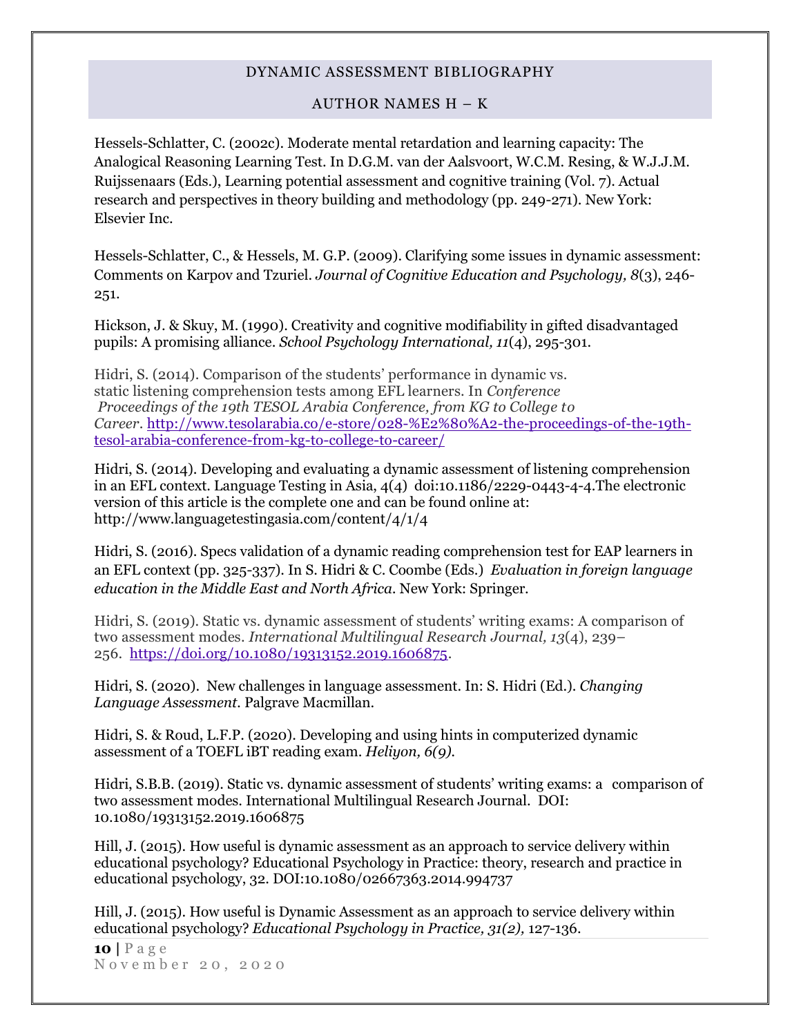DYNAMIC ASSESSMENT BIBLIOGRAPHY

AUTHOR NAMES H – K

Hessels-Schlatter, C. (2002c). Moderate mental retardation and learning capacity: The Analogical Reasoning Learning Test. In D.G.M. van der Aalsvoort, W.C.M. Resing, & W.J.J.M. Ruijssenaars (Eds.), Learning potential assessment and cognitive training (Vol. 7). Actual research and perspectives in theory building and methodology (pp. 249-271). New York: Elsevier Inc.

Hessels-Schlatter, C., & Hessels, M. G.P. (2009). Clarifying some issues in dynamic assessment: Comments on Karpov and Tzuriel. *Journal of Cognitive Education and Psychology, 8*(3), 246-251.

Hickson, J. & Skuy, M. (1990). Creativity and cognitive modifiability in gifted disadvantaged pupils: A promising alliance. *School Psychology International, 11*(4), 295-301.

Hidri, S. (2014). Comparison of the students' performance in dynamic vs. static listening comprehension tests among EFL learners. In *Conference Proceedings of the 19th TESOL Arabia Conference, from KG to College to Career*. http://www.tesolarabia.co/e-store/028-%E2%80%A2-the-proceedings-of-the-19th-tesol-arabia-conference-from-kg-to-college-to-career/

Hidri, S. (2014). Developing and evaluating a dynamic assessment of listening comprehension in an EFL context. Language Testing in Asia, 4(4) doi:10.1186/2229-0443-4-4.The electronic version of this article is the complete one and can be found online at: http://www.languagetestingasia.com/content/4/1/4

Hidri, S. (2016). Specs validation of a dynamic reading comprehension test for EAP learners in an EFL context (pp. 325-337). In S. Hidri & C. Coombe (Eds.) *Evaluation in foreign language education in the Middle East and North Africa*. New York: Springer.

Hidri, S. (2019). Static vs. dynamic assessment of students' writing exams: A comparison of two assessment modes. *International Multilingual Research Journal, 13*(4), 239–256. https://doi.org/10.1080/19313152.2019.1606875.

Hidri, S. (2020). New challenges in language assessment. In: S. Hidri (Ed.). *Changing Language Assessment*. Palgrave Macmillan.

Hidri, S. & Roud, L.F.P. (2020). Developing and using hints in computerized dynamic assessment of a TOEFL iBT reading exam. *Heliyon, 6(9).*

Hidri, S.B.B. (2019). Static vs. dynamic assessment of students' writing exams: a comparison of two assessment modes. International Multilingual Research Journal. DOI: 10.1080/19313152.2019.1606875

Hill, J. (2015). How useful is dynamic assessment as an approach to service delivery within educational psychology? Educational Psychology in Practice: theory, research and practice in educational psychology, 32. DOI:10.1080/02667363.2014.994737

Hill, J. (2015). How useful is Dynamic Assessment as an approach to service delivery within educational psychology? *Educational Psychology in Practice, 31(2),* 127-136.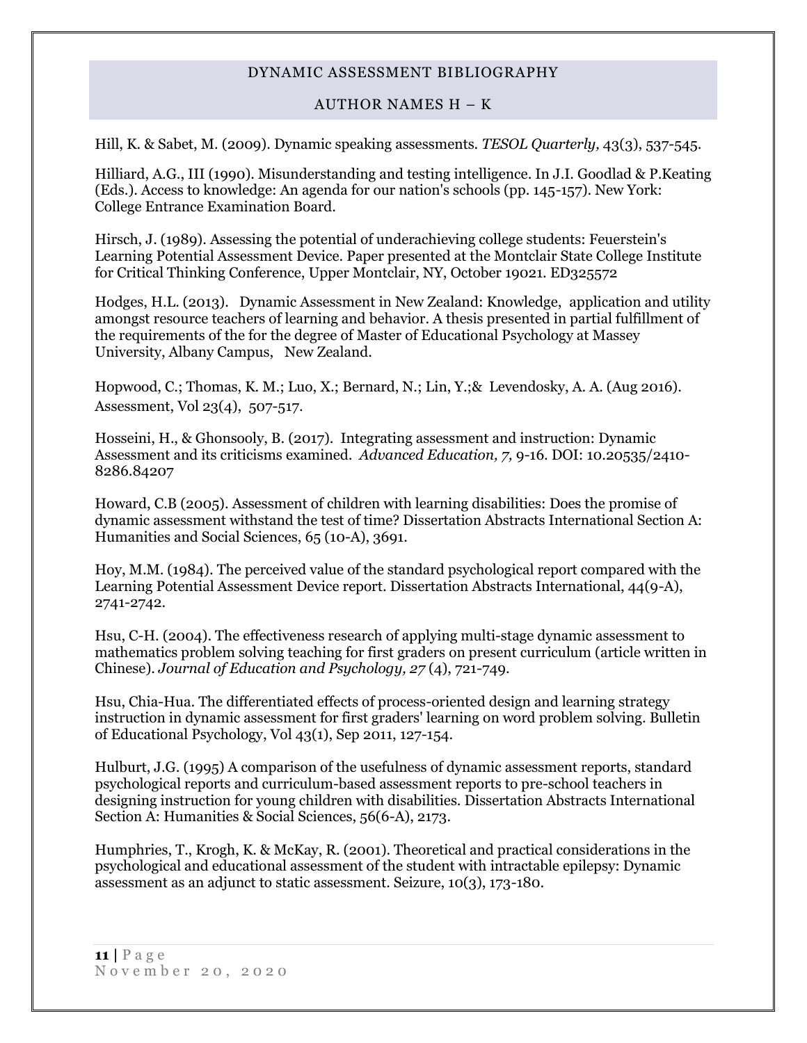DYNAMIC ASSESSMENT BIBLIOGRAPHY

AUTHOR NAMES H – K

Hill, K. & Sabet, M. (2009). Dynamic speaking assessments. *TESOL Quarterly,* 43(3), 537-545.

Hilliard, A.G., III (1990). Misunderstanding and testing intelligence. In J.I. Goodlad & P.Keating (Eds.). Access to knowledge: An agenda for our nation's schools (pp. 145-157). New York: College Entrance Examination Board.

Hirsch, J. (1989). Assessing the potential of underachieving college students: Feuerstein's Learning Potential Assessment Device. Paper presented at the Montclair State College Institute for Critical Thinking Conference, Upper Montclair, NY, October 19021. ED325572

Hodges, H.L. (2013). Dynamic Assessment in New Zealand: Knowledge, application and utility amongst resource teachers of learning and behavior. A thesis presented in partial fulfillment of the requirements of the for the degree of Master of Educational Psychology at Massey University, Albany Campus, New Zealand.

Hopwood, C.; Thomas, K. M.; Luo, X.; Bernard, N.; Lin, Y.;& Levendosky, A. A. (Aug 2016). Assessment, Vol 23(4), 507-517.

Hosseini, H., & Ghonsooly, B. (2017). Integrating assessment and instruction: Dynamic Assessment and its criticisms examined. *Advanced Education, 7,* 9-16. DOI: 10.20535/2410-8286.84207

Howard, C.B (2005). Assessment of children with learning disabilities: Does the promise of dynamic assessment withstand the test of time? Dissertation Abstracts International Section A: Humanities and Social Sciences, 65 (10-A), 3691.

Hoy, M.M. (1984). The perceived value of the standard psychological report compared with the Learning Potential Assessment Device report. Dissertation Abstracts International, 44(9-A), 2741-2742.

Hsu, C-H. (2004). The effectiveness research of applying multi-stage dynamic assessment to mathematics problem solving teaching for first graders on present curriculum (article written in Chinese). *Journal of Education and Psychology, 27* (4), 721-749.

Hsu, Chia-Hua. The differentiated effects of process-oriented design and learning strategy instruction in dynamic assessment for first graders' learning on word problem solving. Bulletin of Educational Psychology, Vol 43(1), Sep 2011, 127-154.

Hulburt, J.G. (1995) A comparison of the usefulness of dynamic assessment reports, standard psychological reports and curriculum-based assessment reports to pre-school teachers in designing instruction for young children with disabilities. Dissertation Abstracts International Section A: Humanities & Social Sciences, 56(6-A), 2173.

Humphries, T., Krogh, K. & McKay, R. (2001). Theoretical and practical considerations in the psychological and educational assessment of the student with intractable epilepsy: Dynamic assessment as an adjunct to static assessment. Seizure, 10(3), 173-180.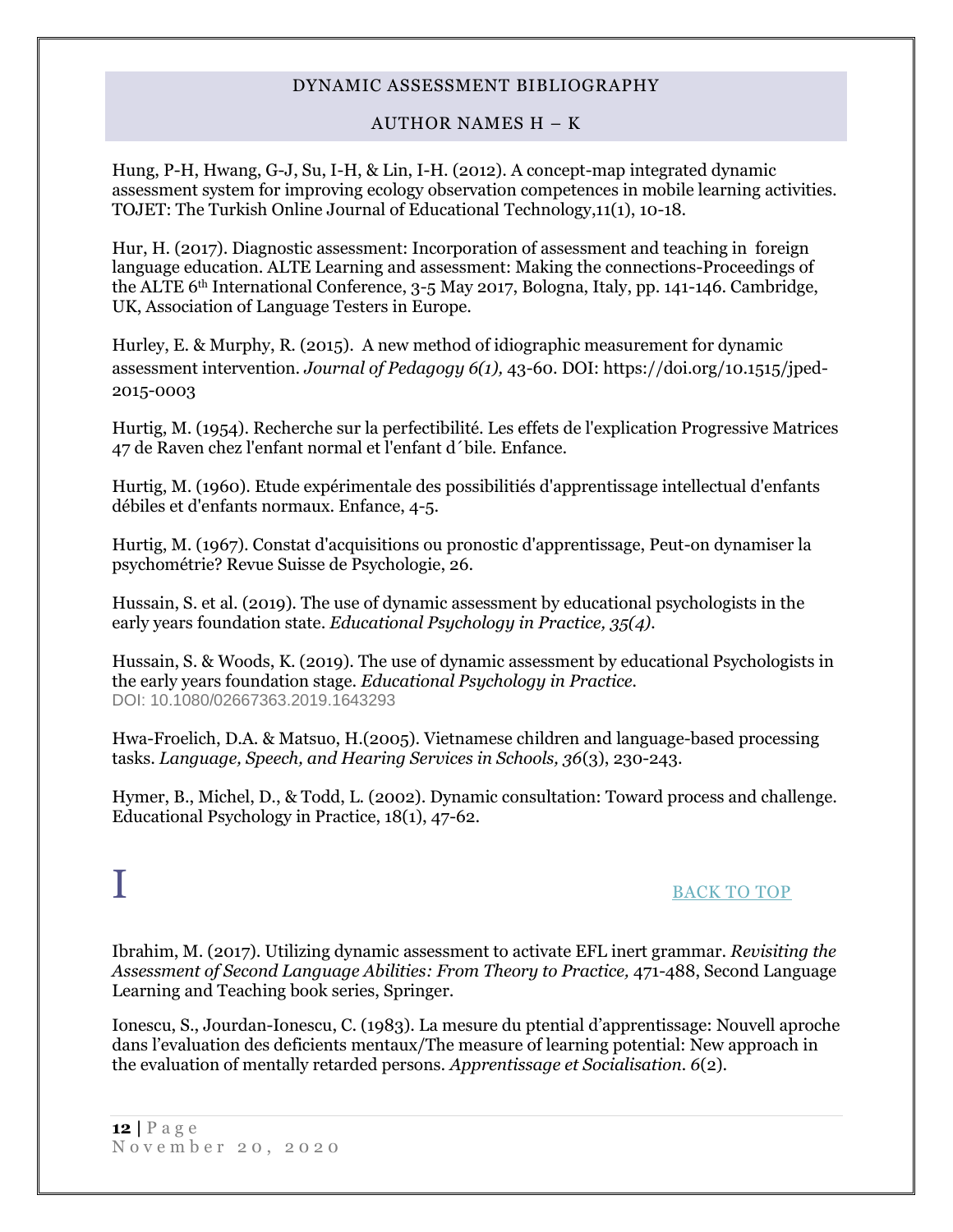Hung, P-H, Hwang, G-J, Su, I-H, & Lin, I-H. (2012). A concept-map integrated dynamic assessment system for improving ecology observation competences in mobile learning activities. TOJET: The Turkish Online Journal of Educational Technology,11(1), 10-18.

Hur, H. (2017). Diagnostic assessment: Incorporation of assessment and teaching in foreign language education. ALTE Learning and assessment: Making the connections-Proceedings of the ALTE 6th International Conference, 3-5 May 2017, Bologna, Italy, pp. 141-146. Cambridge, UK, Association of Language Testers in Europe.

Hurley, E. & Murphy, R. (2015). A new method of idiographic measurement for dynamic assessment intervention. *Journal of Pedagogy 6(1),* 43-60. DOI: https://doi.org/10.1515/jped-2015-0003

Hurtig, M. (1954). Recherche sur la perfectibilité. Les effets de l'explication Progressive Matrices 47 de Raven chez l'enfant normal et l'enfant d´bile. Enfance.

Hurtig, M. (1960). Etude expérimentale des possibilitiés d'apprentissage intellectual d'enfants débiles et d'enfants normaux. Enfance, 4-5.

Hurtig, M. (1967). Constat d'acquisitions ou pronostic d'apprentissage, Peut-on dynamiser la psychométrie? Revue Suisse de Psychologie, 26.

Hussain, S. et al. (2019). The use of dynamic assessment by educational psychologists in the early years foundation state. *Educational Psychology in Practice, 35(4).*

Hussain, S. & Woods, K. (2019). The use of dynamic assessment by educational Psychologists in the early years foundation stage. *Educational Psychology in Practice.* DOI: 10.1080/02667363.2019.1643293

Hwa-Froelich, D.A. & Matsuo, H.(2005). Vietnamese children and language-based processing tasks. *Language, Speech, and Hearing Services in Schools, 36*(3), 230-243.

Hymer, B., Michel, D., & Todd, L. (2002). Dynamic consultation: Toward process and challenge. Educational Psychology in Practice, 18(1), 47-62.

# I

BACK TO TOP

Ibrahim, M. (2017). Utilizing dynamic assessment to activate EFL inert grammar. *Revisiting the Assessment of Second Language Abilities: From Theory to Practice,* 471-488, Second Language Learning and Teaching book series, Springer.

Ionescu, S., Jourdan-Ionescu, C. (1983). La mesure du ptential d'apprentissage: Nouvell aproche dans l'evaluation des deficients mentaux/The measure of learning potential: New approach in the evaluation of mentally retarded persons. *Apprentissage et Socialisation. 6*(2).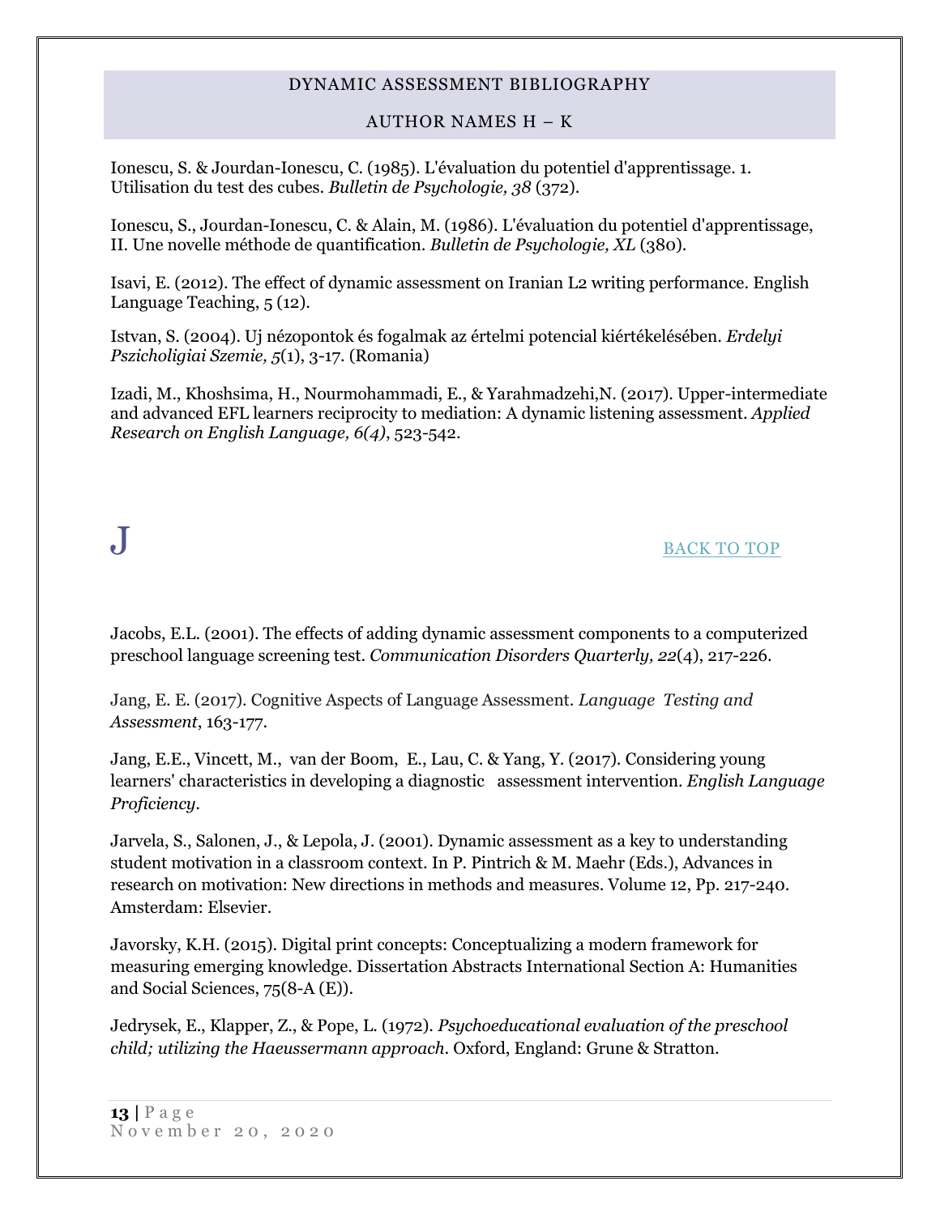Ionescu, S. & Jourdan-Ionescu, C. (1985). L'évaluation du potentiel d'apprentissage. 1. Utilisation du test des cubes. *Bulletin de Psychologie, 38* (372).

Ionescu, S., Jourdan-Ionescu, C. & Alain, M. (1986). L'évaluation du potentiel d'apprentissage, II. Une novelle méthode de quantification. *Bulletin de Psychologie, XL* (380).

Isavi, E. (2012). The effect of dynamic assessment on Iranian L2 writing performance. English Language Teaching, 5 (12).

Istvan, S. (2004). Uj nézopontok és fogalmak az értelmi potencial kiértékelésében. *Erdelyi Pszicholigiai Szemie, 5*(1), 3-17. (Romania)

Izadi, M., Khoshsima, H., Nourmohammadi, E., & Yarahmadzehi,N. (2017). Upper-intermediate and advanced EFL learners reciprocity to mediation: A dynamic listening assessment. *Applied Research on English Language, 6(4)*, 523-542.

# J

BACK TO TOP

Jacobs, E.L. (2001). The effects of adding dynamic assessment components to a computerized preschool language screening test. *Communication Disorders Quarterly, 22*(4), 217-226.

Jang, E. E. (2017). Cognitive Aspects of Language Assessment. *Language Testing and Assessment*, 163-177.

Jang, E.E., Vincett, M., van der Boom, E., Lau, C. & Yang, Y. (2017). Considering young learners' characteristics in developing a diagnostic assessment intervention. *English Language Proficiency*.

Jarvela, S., Salonen, J., & Lepola, J. (2001). Dynamic assessment as a key to understanding student motivation in a classroom context. In P. Pintrich & M. Maehr (Eds.), Advances in research on motivation: New directions in methods and measures. Volume 12, Pp. 217-240. Amsterdam: Elsevier.

Javorsky, K.H. (2015). Digital print concepts: Conceptualizing a modern framework for measuring emerging knowledge. Dissertation Abstracts International Section A: Humanities and Social Sciences, 75(8-A (E)).

Jedrysek, E., Klapper, Z., & Pope, L. (1972). *Psychoeducational evaluation of the preschool child; utilizing the Haeussermann approach*. Oxford, England: Grune & Stratton.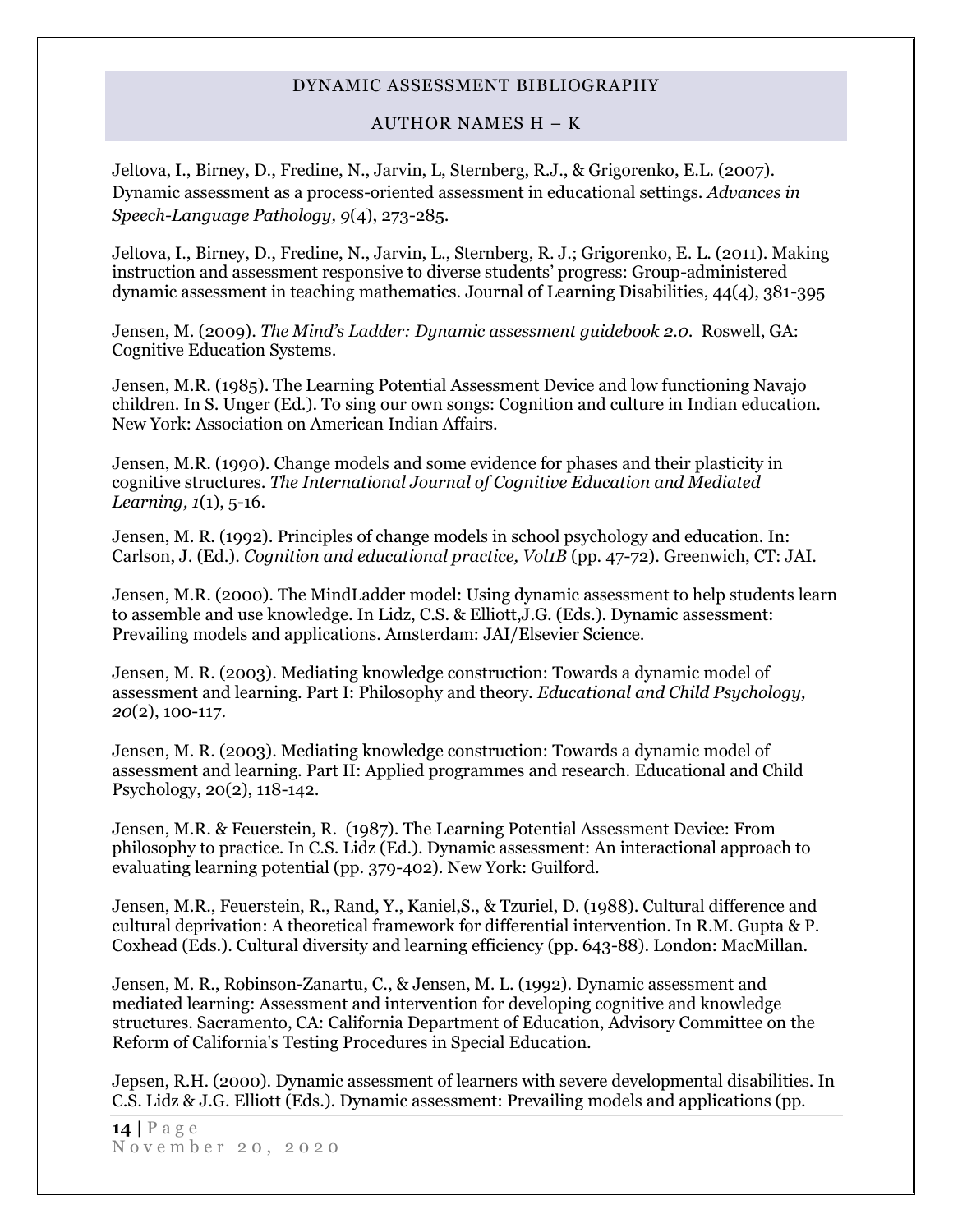Jeltova, I., Birney, D., Fredine, N., Jarvin, L, Sternberg, R.J., & Grigorenko, E.L. (2007). Dynamic assessment as a process-oriented assessment in educational settings. *Advances in Speech-Language Pathology, 9*(4), 273-285.

Jeltova, I., Birney, D., Fredine, N., Jarvin, L., Sternberg, R. J.; Grigorenko, E. L. (2011). Making instruction and assessment responsive to diverse students' progress: Group-administered dynamic assessment in teaching mathematics. Journal of Learning Disabilities, 44(4), 381-395

Jensen, M. (2009). *The Mind's Ladder: Dynamic assessment guidebook 2.0*. Roswell, GA: Cognitive Education Systems.

Jensen, M.R. (1985). The Learning Potential Assessment Device and low functioning Navajo children. In S. Unger (Ed.). To sing our own songs: Cognition and culture in Indian education. New York: Association on American Indian Affairs.

Jensen, M.R. (1990). Change models and some evidence for phases and their plasticity in cognitive structures. *The International Journal of Cognitive Education and Mediated Learning, 1*(1), 5-16.

Jensen, M. R. (1992). Principles of change models in school psychology and education. In: Carlson, J. (Ed.). *Cognition and educational practice, Vol1B* (pp. 47-72). Greenwich, CT: JAI.

Jensen, M.R. (2000). The MindLadder model: Using dynamic assessment to help students learn to assemble and use knowledge. In Lidz, C.S. & Elliott,J.G. (Eds.). Dynamic assessment: Prevailing models and applications. Amsterdam: JAI/Elsevier Science.

Jensen, M. R. (2003). Mediating knowledge construction: Towards a dynamic model of assessment and learning. Part I: Philosophy and theory. *Educational and Child Psychology, 20*(2), 100-117.

Jensen, M. R. (2003). Mediating knowledge construction: Towards a dynamic model of assessment and learning. Part II: Applied programmes and research. Educational and Child Psychology, 20(2), 118-142.

Jensen, M.R. & Feuerstein, R. (1987). The Learning Potential Assessment Device: From philosophy to practice. In C.S. Lidz (Ed.). Dynamic assessment: An interactional approach to evaluating learning potential (pp. 379-402). New York: Guilford.

Jensen, M.R., Feuerstein, R., Rand, Y., Kaniel,S., & Tzuriel, D. (1988). Cultural difference and cultural deprivation: A theoretical framework for differential intervention. In R.M. Gupta & P. Coxhead (Eds.). Cultural diversity and learning efficiency (pp. 643-88). London: MacMillan.

Jensen, M. R., Robinson-Zanartu, C., & Jensen, M. L. (1992). Dynamic assessment and mediated learning: Assessment and intervention for developing cognitive and knowledge structures. Sacramento, CA: California Department of Education, Advisory Committee on the Reform of California's Testing Procedures in Special Education.

Jepsen, R.H. (2000). Dynamic assessment of learners with severe developmental disabilities. In C.S. Lidz & J.G. Elliott (Eds.). Dynamic assessment: Prevailing models and applications (pp.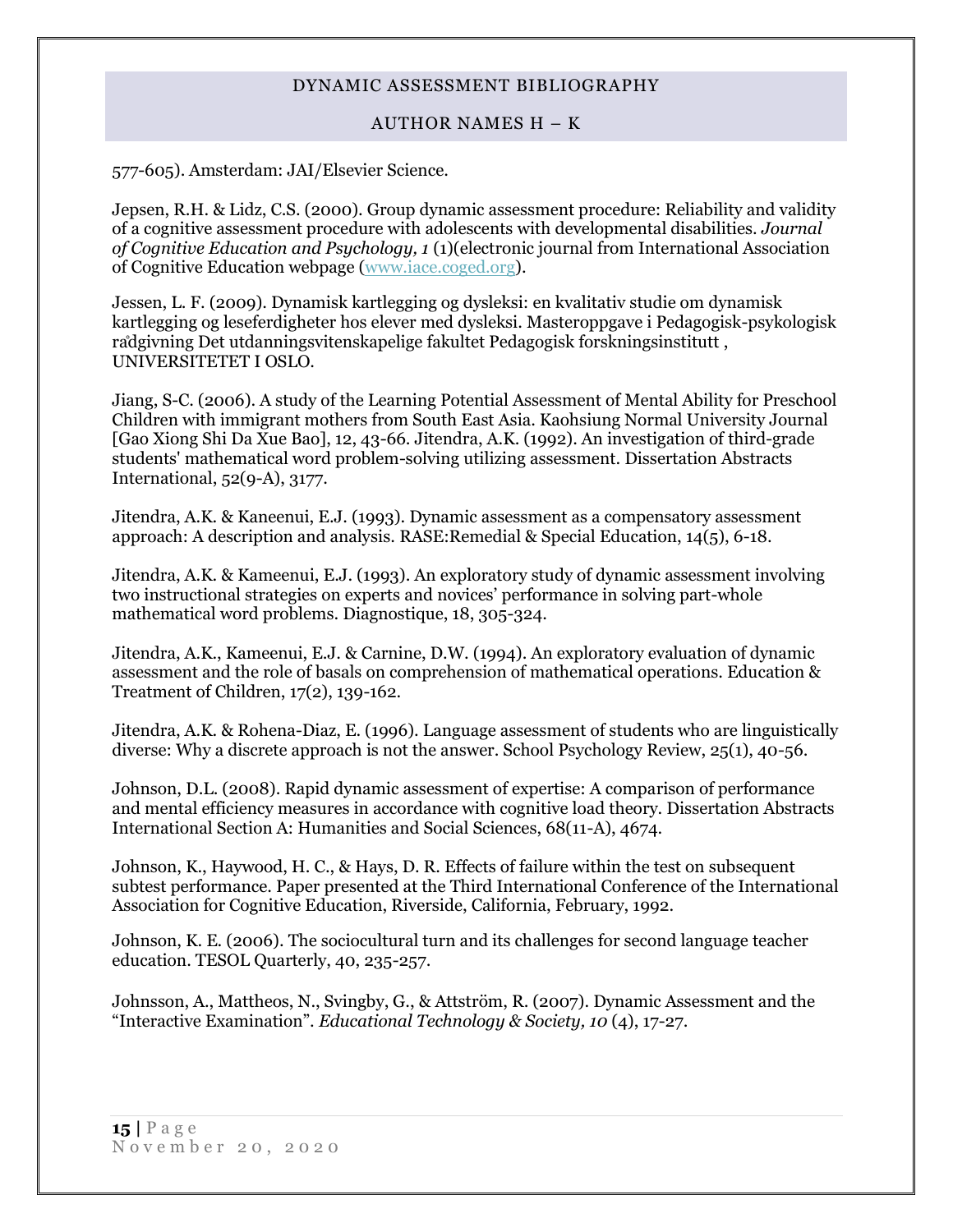577-605). Amsterdam: JAI/Elsevier Science.

Jepsen, R.H. & Lidz, C.S. (2000). Group dynamic assessment procedure: Reliability and validity of a cognitive assessment procedure with adolescents with developmental disabilities. *Journal of Cognitive Education and Psychology, 1* (1)(electronic journal from International Association of Cognitive Education webpage (www.iace.coged.org).

Jessen, L. F. (2009). Dynamisk kartlegging og dysleksi: en kvalitativ studie om dynamisk kartlegging og leseferdigheter hos elever med dysleksi. Masteroppgave i Pedagogisk-psykologisk rådgivning Det utdanningsvitenskapelige fakultet Pedagogisk forskningsinstitutt , UNIVERSITETET I OSLO.

Jiang, S-C. (2006). A study of the Learning Potential Assessment of Mental Ability for Preschool Children with immigrant mothers from South East Asia. Kaohsiung Normal University Journal [Gao Xiong Shi Da Xue Bao], 12, 43-66. Jitendra, A.K. (1992). An investigation of third-grade students' mathematical word problem-solving utilizing assessment. Dissertation Abstracts International, 52(9-A), 3177.

Jitendra, A.K. & Kaneenui, E.J. (1993). Dynamic assessment as a compensatory assessment approach: A description and analysis. RASE:Remedial & Special Education, 14(5), 6-18.

Jitendra, A.K. & Kameenui, E.J. (1993). An exploratory study of dynamic assessment involving two instructional strategies on experts and novices' performance in solving part-whole mathematical word problems. Diagnostique, 18, 305-324.

Jitendra, A.K., Kameenui, E.J. & Carnine, D.W. (1994). An exploratory evaluation of dynamic assessment and the role of basals on comprehension of mathematical operations. Education & Treatment of Children, 17(2), 139-162.

Jitendra, A.K. & Rohena-Diaz, E. (1996). Language assessment of students who are linguistically diverse: Why a discrete approach is not the answer. School Psychology Review, 25(1), 40-56.

Johnson, D.L. (2008). Rapid dynamic assessment of expertise: A comparison of performance and mental efficiency measures in accordance with cognitive load theory. Dissertation Abstracts International Section A: Humanities and Social Sciences, 68(11-A), 4674.

Johnson, K., Haywood, H. C., & Hays, D. R. Effects of failure within the test on subsequent subtest performance. Paper presented at the Third International Conference of the International Association for Cognitive Education, Riverside, California, February, 1992.

Johnson, K. E. (2006). The sociocultural turn and its challenges for second language teacher education. TESOL Quarterly, 40, 235-257.

Johnsson, A., Mattheos, N., Svingby, G., & Attström, R. (2007). Dynamic Assessment and the "Interactive Examination". *Educational Technology & Society, 10* (4), 17-27.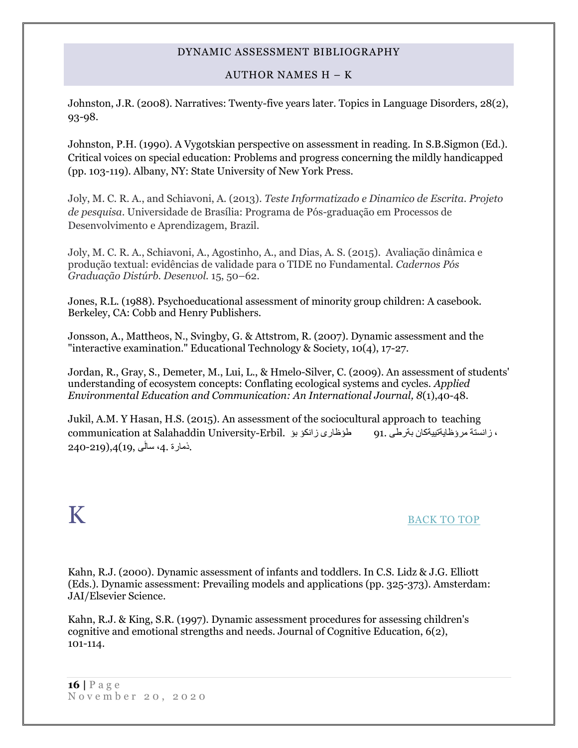Johnston, J.R. (2008). Narratives: Twenty-five years later. Topics in Language Disorders, 28(2), 93-98.

Johnston, P.H. (1990). A Vygotskian perspective on assessment in reading. In S.B.Sigmon (Ed.). Critical voices on special education: Problems and progress concerning the mildly handicapped (pp. 103-119). Albany, NY: State University of New York Press.

Joly, M. C. R. A., and Schiavoni, A. (2013). *Teste Informatizado e Dinamico de Escrita. Projeto de pesquisa*. Universidade de Brasília: Programa de Pós-graduação em Processos de Desenvolvimento e Aprendizagem, Brazil.

Joly, M. C. R. A., Schiavoni, A., Agostinho, A., and Dias, A. S. (2015). Avaliação dinâmica e produção textual: evidências de validade para o TIDE no Fundamental. *Cadernos Pós Graduação Distúrb. Desenvol.* 15, 50–62.

Jones, R.L. (1988). Psychoeducational assessment of minority group children: A casebook. Berkeley, CA: Cobb and Henry Publishers.

Jonsson, A., Mattheos, N., Svingby, G. & Attstrom, R. (2007). Dynamic assessment and the "interactive examination." Educational Technology & Society, 10(4), 17-27.

Jordan, R., Gray, S., Demeter, M., Lui, L., & Hmelo-Silver, C. (2009). An assessment of students' understanding of ecosystem concepts: Conflating ecological systems and cycles. *Applied Environmental Education and Communication: An International Journal, 8*(1),40-48.

Jukil, A.M. Y Hasan, H.S. (2015). An assessment of the sociocultural approach to teaching communication at Salahaddin University-Erbil. طؤظارى زانكؤ بؤ زانستة مرؤظايةتييةكان بةرطى .91 ، ذمارة .4، سالَى ,19)4,(240-219.

# K

BACK TO TOP

Kahn, R.J. (2000). Dynamic assessment of infants and toddlers. In C.S. Lidz & J.G. Elliott (Eds.). Dynamic assessment: Prevailing models and applications (pp. 325-373). Amsterdam: JAI/Elsevier Science.

Kahn, R.J. & King, S.R. (1997). Dynamic assessment procedures for assessing children's cognitive and emotional strengths and needs. Journal of Cognitive Education, 6(2), 101-114.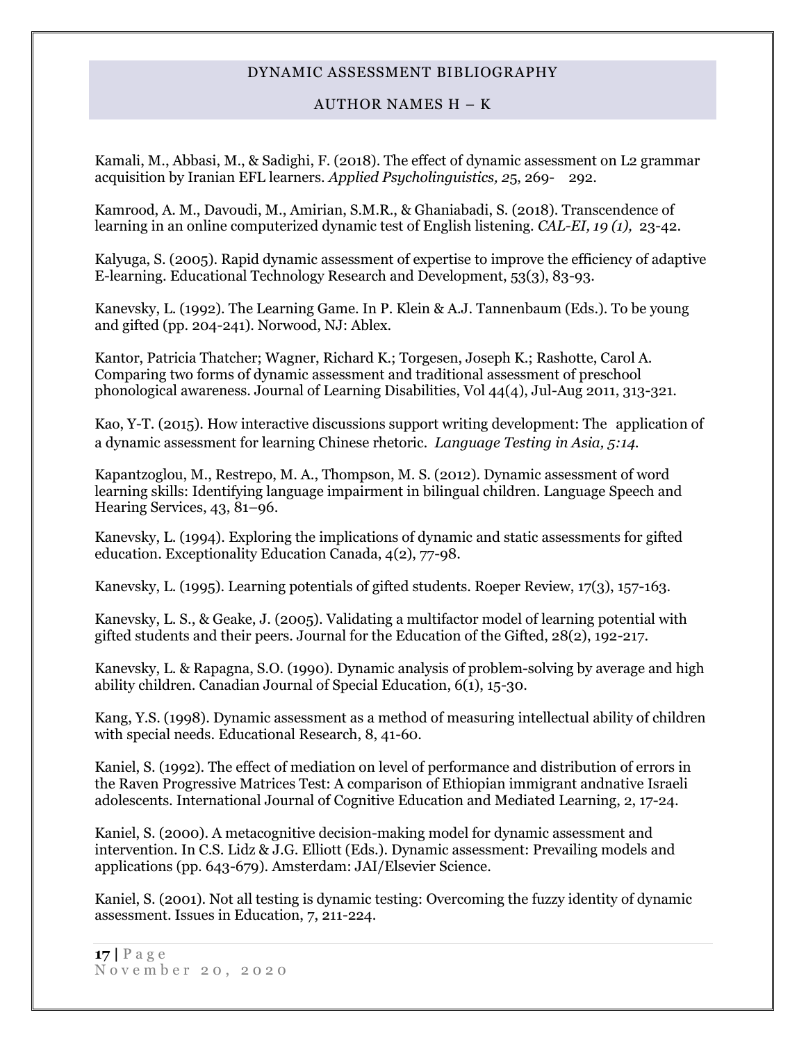Kamali, M., Abbasi, M., & Sadighi, F. (2018). The effect of dynamic assessment on L2 grammar acquisition by Iranian EFL learners. *Applied Psycholinguistics, 2*5, 269- 292.

Kamrood, A. M., Davoudi, M., Amirian, S.M.R., & Ghaniabadi, S. (2018). Transcendence of learning in an online computerized dynamic test of English listening. *CAL-EI, 19 (1),* 23-42.

Kalyuga, S. (2005). Rapid dynamic assessment of expertise to improve the efficiency of adaptive E-learning. Educational Technology Research and Development, 53(3), 83-93.

Kanevsky, L. (1992). The Learning Game. In P. Klein & A.J. Tannenbaum (Eds.). To be young and gifted (pp. 204-241). Norwood, NJ: Ablex.

Kantor, Patricia Thatcher; Wagner, Richard K.; Torgesen, Joseph K.; Rashotte, Carol A. Comparing two forms of dynamic assessment and traditional assessment of preschool phonological awareness. Journal of Learning Disabilities, Vol 44(4), Jul-Aug 2011, 313-321.

Kao, Y-T. (2015). How interactive discussions support writing development: The application of a dynamic assessment for learning Chinese rhetoric. *Language Testing in Asia, 5:14.*

Kapantzoglou, M., Restrepo, M. A., Thompson, M. S. (2012). Dynamic assessment of word learning skills: Identifying language impairment in bilingual children. Language Speech and Hearing Services, 43, 81–96.

Kanevsky, L. (1994). Exploring the implications of dynamic and static assessments for gifted education. Exceptionality Education Canada, 4(2), 77-98.

Kanevsky, L. (1995). Learning potentials of gifted students. Roeper Review, 17(3), 157-163.

Kanevsky, L. S., & Geake, J. (2005). Validating a multifactor model of learning potential with gifted students and their peers. Journal for the Education of the Gifted, 28(2), 192-217.

Kanevsky, L. & Rapagna, S.O. (1990). Dynamic analysis of problem-solving by average and high ability children. Canadian Journal of Special Education, 6(1), 15-30.

Kang, Y.S. (1998). Dynamic assessment as a method of measuring intellectual ability of children with special needs. Educational Research, 8, 41-60.

Kaniel, S. (1992). The effect of mediation on level of performance and distribution of errors in the Raven Progressive Matrices Test: A comparison of Ethiopian immigrant andnative Israeli adolescents. International Journal of Cognitive Education and Mediated Learning, 2, 17-24.

Kaniel, S. (2000). A metacognitive decision-making model for dynamic assessment and intervention. In C.S. Lidz & J.G. Elliott (Eds.). Dynamic assessment: Prevailing models and applications (pp. 643-679). Amsterdam: JAI/Elsevier Science.

Kaniel, S. (2001). Not all testing is dynamic testing: Overcoming the fuzzy identity of dynamic assessment. Issues in Education, 7, 211-224.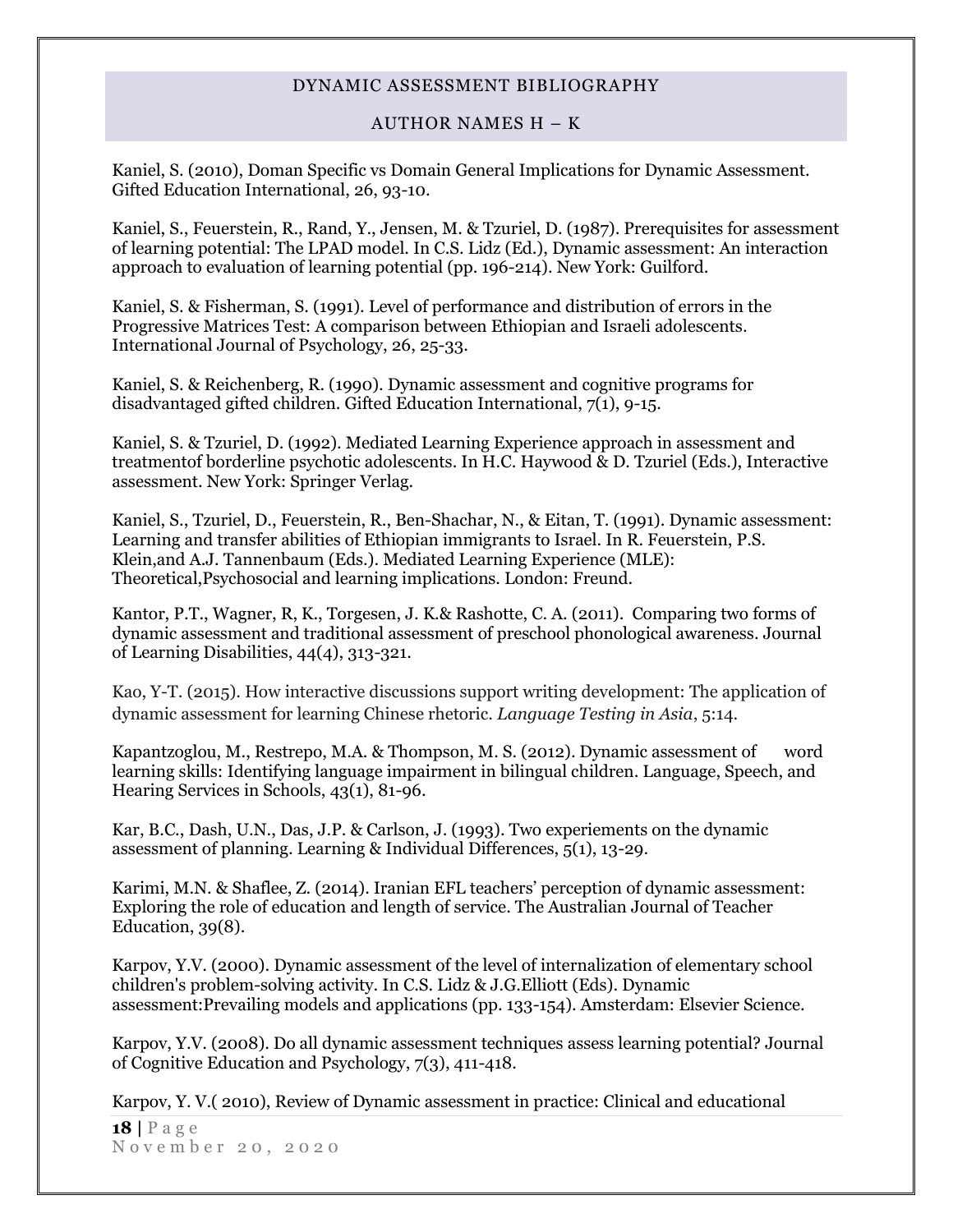Kaniel, S. (2010), Doman Specific vs Domain General Implications for Dynamic Assessment. Gifted Education International, 26, 93-10.

Kaniel, S., Feuerstein, R., Rand, Y., Jensen, M. & Tzuriel, D. (1987). Prerequisites for assessment of learning potential: The LPAD model. In C.S. Lidz (Ed.), Dynamic assessment: An interaction approach to evaluation of learning potential (pp. 196-214). New York: Guilford.

Kaniel, S. & Fisherman, S. (1991). Level of performance and distribution of errors in the Progressive Matrices Test: A comparison between Ethiopian and Israeli adolescents. International Journal of Psychology, 26, 25-33.

Kaniel, S. & Reichenberg, R. (1990). Dynamic assessment and cognitive programs for disadvantaged gifted children. Gifted Education International, 7(1), 9-15.

Kaniel, S. & Tzuriel, D. (1992). Mediated Learning Experience approach in assessment and treatmentof borderline psychotic adolescents. In H.C. Haywood & D. Tzuriel (Eds.), Interactive assessment. New York: Springer Verlag.

Kaniel, S., Tzuriel, D., Feuerstein, R., Ben-Shachar, N., & Eitan, T. (1991). Dynamic assessment: Learning and transfer abilities of Ethiopian immigrants to Israel. In R. Feuerstein, P.S. Klein,and A.J. Tannenbaum (Eds.). Mediated Learning Experience (MLE): Theoretical,Psychosocial and learning implications. London: Freund.

Kantor, P.T., Wagner, R, K., Torgesen, J. K.& Rashotte, C. A. (2011). Comparing two forms of dynamic assessment and traditional assessment of preschool phonological awareness. Journal of Learning Disabilities, 44(4), 313-321.

Kao, Y-T. (2015). How interactive discussions support writing development: The application of dynamic assessment for learning Chinese rhetoric. *Language Testing in Asia*, 5:14.

Kapantzoglou, M., Restrepo, M.A. & Thompson, M. S. (2012). Dynamic assessment of word learning skills: Identifying language impairment in bilingual children. Language, Speech, and Hearing Services in Schools, 43(1), 81-96.

Kar, B.C., Dash, U.N., Das, J.P. & Carlson, J. (1993). Two experiements on the dynamic assessment of planning. Learning & Individual Differences, 5(1), 13-29.

Karimi, M.N. & Shaflee, Z. (2014). Iranian EFL teachers' perception of dynamic assessment: Exploring the role of education and length of service. The Australian Journal of Teacher Education, 39(8).

Karpov, Y.V. (2000). Dynamic assessment of the level of internalization of elementary school children's problem-solving activity. In C.S. Lidz & J.G.Elliott (Eds). Dynamic assessment:Prevailing models and applications (pp. 133-154). Amsterdam: Elsevier Science.

Karpov, Y.V. (2008). Do all dynamic assessment techniques assess learning potential? Journal of Cognitive Education and Psychology, 7(3), 411-418.

Karpov, Y. V.( 2010), Review of Dynamic assessment in practice: Clinical and educational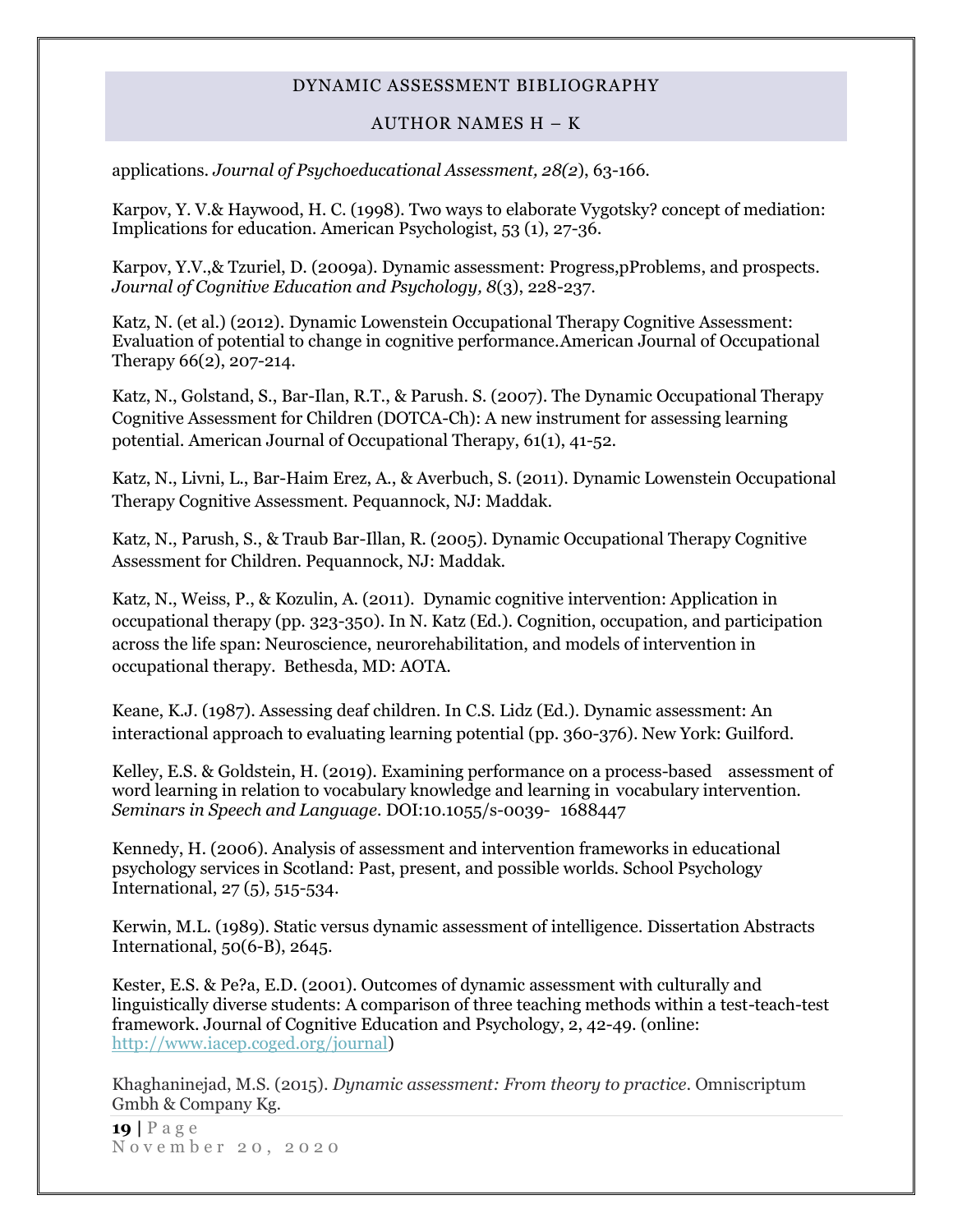applications. *Journal of Psychoeducational Assessment, 28(2)*, 63-166.

Karpov, Y. V.& Haywood, H. C. (1998). Two ways to elaborate Vygotsky? concept of mediation: Implications for education. American Psychologist, 53 (1), 27-36.

Karpov, Y.V.,& Tzuriel, D. (2009a). Dynamic assessment: Progress,pProblems, and prospects. *Journal of Cognitive Education and Psychology, 8*(3), 228-237.

Katz, N. (et al.) (2012). Dynamic Lowenstein Occupational Therapy Cognitive Assessment: Evaluation of potential to change in cognitive performance.American Journal of Occupational Therapy 66(2), 207-214.

Katz, N., Golstand, S., Bar-Ilan, R.T., & Parush. S. (2007). The Dynamic Occupational Therapy Cognitive Assessment for Children (DOTCA-Ch): A new instrument for assessing learning potential. American Journal of Occupational Therapy, 61(1), 41-52.

Katz, N., Livni, L., Bar-Haim Erez, A., & Averbuch, S. (2011). Dynamic Lowenstein Occupational Therapy Cognitive Assessment. Pequannock, NJ: Maddak.

Katz, N., Parush, S., & Traub Bar-Illan, R. (2005). Dynamic Occupational Therapy Cognitive Assessment for Children. Pequannock, NJ: Maddak.

Katz, N., Weiss, P., & Kozulin, A. (2011). Dynamic cognitive intervention: Application in occupational therapy (pp. 323-350). In N. Katz (Ed.). Cognition, occupation, and participation across the life span: Neuroscience, neurorehabilitation, and models of intervention in occupational therapy. Bethesda, MD: AOTA.

Keane, K.J. (1987). Assessing deaf children. In C.S. Lidz (Ed.). Dynamic assessment: An interactional approach to evaluating learning potential (pp. 360-376). New York: Guilford.

Kelley, E.S. & Goldstein, H. (2019). Examining performance on a process-based assessment of word learning in relation to vocabulary knowledge and learning in vocabulary intervention. *Seminars in Speech and Language*. DOI:10.1055/s-0039- 1688447

Kennedy, H. (2006). Analysis of assessment and intervention frameworks in educational psychology services in Scotland: Past, present, and possible worlds. School Psychology International, 27 (5), 515-534.

Kerwin, M.L. (1989). Static versus dynamic assessment of intelligence. Dissertation Abstracts International, 50(6-B), 2645.

Kester, E.S. & Pe?a, E.D. (2001). Outcomes of dynamic assessment with culturally and linguistically diverse students: A comparison of three teaching methods within a test-teach-test framework. Journal of Cognitive Education and Psychology, 2, 42-49. (online: http://www.iacep.coged.org/journal)

Khaghaninejad, M.S. (2015). *Dynamic assessment: From theory to practice*. Omniscriptum Gmbh & Company Kg.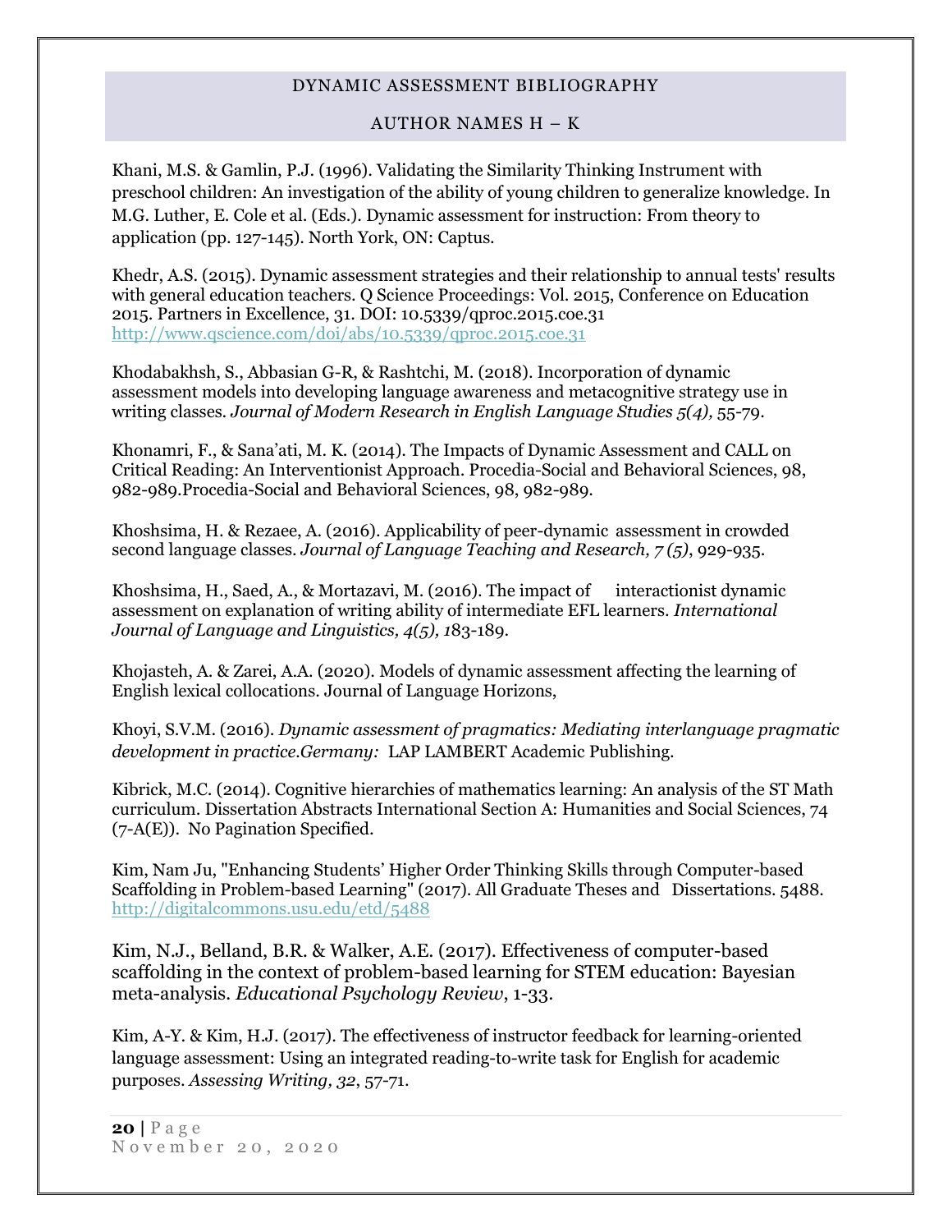Khani, M.S. & Gamlin, P.J. (1996). Validating the Similarity Thinking Instrument with preschool children: An investigation of the ability of young children to generalize knowledge. In M.G. Luther, E. Cole et al. (Eds.). Dynamic assessment for instruction: From theory to application (pp. 127-145). North York, ON: Captus.

Khedr, A.S. (2015). Dynamic assessment strategies and their relationship to annual tests' results with general education teachers. Q Science Proceedings: Vol. 2015, Conference on Education 2015. Partners in Excellence, 31. DOI: 10.5339/qproc.2015.coe.31 http://www.qscience.com/doi/abs/10.5339/qproc.2015.coe.31

Khodabakhsh, S., Abbasian G-R, & Rashtchi, M. (2018). Incorporation of dynamic assessment models into developing language awareness and metacognitive strategy use in writing classes. *Journal of Modern Research in English Language Studies 5(4),* 55-79.

Khonamri, F., & Sana'ati, M. K. (2014). The Impacts of Dynamic Assessment and CALL on Critical Reading: An Interventionist Approach. Procedia-Social and Behavioral Sciences, 98, 982-989.Procedia-Social and Behavioral Sciences, 98, 982-989.

Khoshsima, H. & Rezaee, A. (2016). Applicability of peer-dynamic assessment in crowded second language classes. *Journal of Language Teaching and Research, 7 (5)*, 929-935.

Khoshsima, H., Saed, A., & Mortazavi, M. (2016). The impact of interactionist dynamic assessment on explanation of writing ability of intermediate EFL learners. *International Journal of Language and Linguistics, 4(5), 1*83-189.

Khojasteh, A. & Zarei, A.A. (2020). Models of dynamic assessment affecting the learning of English lexical collocations. Journal of Language Horizons,

Khoyi, S.V.M. (2016). *Dynamic assessment of pragmatics: Mediating interlanguage pragmatic development in practice.Germany:* LAP LAMBERT Academic Publishing.

Kibrick, M.C. (2014). Cognitive hierarchies of mathematics learning: An analysis of the ST Math curriculum. Dissertation Abstracts International Section A: Humanities and Social Sciences, 74 (7-A(E)). No Pagination Specified.

Kim, Nam Ju, "Enhancing Students' Higher Order Thinking Skills through Computer-based Scaffolding in Problem-based Learning" (2017). All Graduate Theses and Dissertations. 5488. http://digitalcommons.usu.edu/etd/5488

Kim, N.J., Belland, B.R. & Walker, A.E. (2017). Effectiveness of computer-based scaffolding in the context of problem-based learning for STEM education: Bayesian meta-analysis. *Educational Psychology Review*, 1-33.

Kim, A-Y. & Kim, H.J. (2017). The effectiveness of instructor feedback for learning-oriented language assessment: Using an integrated reading-to-write task for English for academic purposes. *Assessing Writing, 32*, 57-71.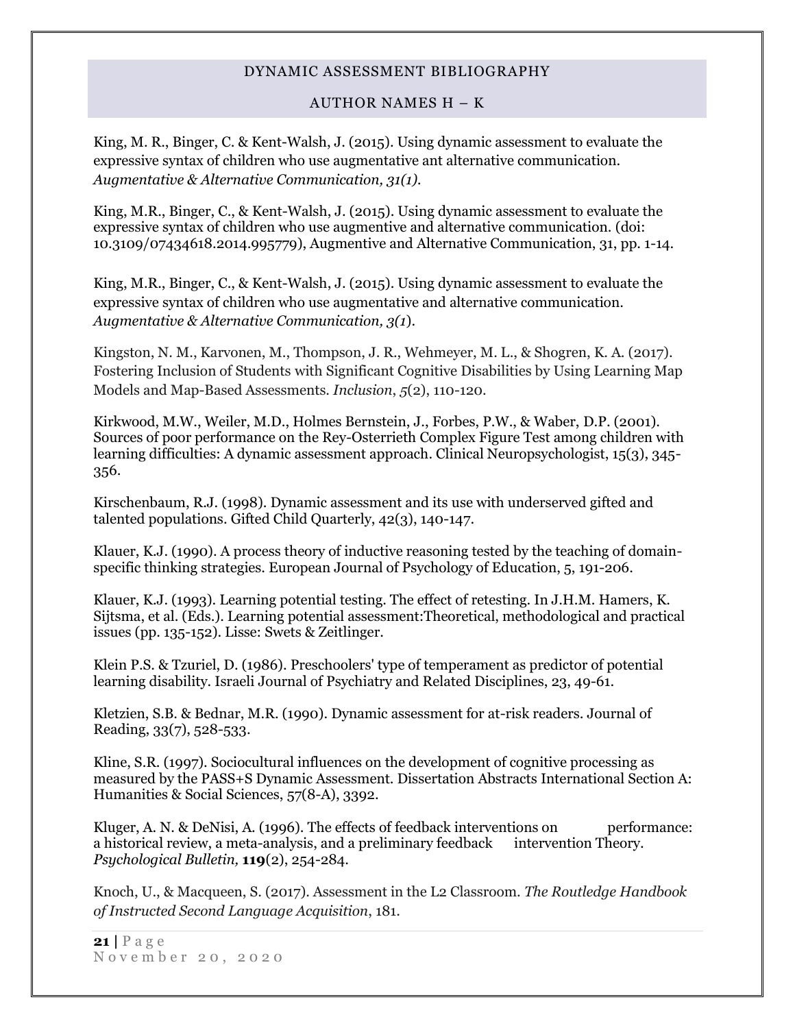King, M. R., Binger, C. & Kent-Walsh, J. (2015). Using dynamic assessment to evaluate the expressive syntax of children who use augmentative ant alternative communication. *Augmentative & Alternative Communication, 31(1).*

King, M.R., Binger, C., & Kent-Walsh, J. (2015). Using dynamic assessment to evaluate the expressive syntax of children who use augmentive and alternative communication. (doi: 10.3109/07434618.2014.995779), Augmentive and Alternative Communication, 31, pp. 1-14.

King, M.R., Binger, C., & Kent-Walsh, J. (2015). Using dynamic assessment to evaluate the expressive syntax of children who use augmentative and alternative communication. *Augmentative & Alternative Communication, 3(1*).

Kingston, N. M., Karvonen, M., Thompson, J. R., Wehmeyer, M. L., & Shogren, K. A. (2017). Fostering Inclusion of Students with Significant Cognitive Disabilities by Using Learning Map Models and Map-Based Assessments. *Inclusion*, *5*(2), 110-120.

Kirkwood, M.W., Weiler, M.D., Holmes Bernstein, J., Forbes, P.W., & Waber, D.P. (2001). Sources of poor performance on the Rey-Osterrieth Complex Figure Test among children with learning difficulties: A dynamic assessment approach. Clinical Neuropsychologist, 15(3), 345-356.

Kirschenbaum, R.J. (1998). Dynamic assessment and its use with underserved gifted and talented populations. Gifted Child Quarterly, 42(3), 140-147.

Klauer, K.J. (1990). A process theory of inductive reasoning tested by the teaching of domain-specific thinking strategies. European Journal of Psychology of Education, 5, 191-206.

Klauer, K.J. (1993). Learning potential testing. The effect of retesting. In J.H.M. Hamers, K. Sijtsma, et al. (Eds.). Learning potential assessment:Theoretical, methodological and practical issues (pp. 135-152). Lisse: Swets & Zeitlinger.

Klein P.S. & Tzuriel, D. (1986). Preschoolers' type of temperament as predictor of potential learning disability. Israeli Journal of Psychiatry and Related Disciplines, 23, 49-61.

Kletzien, S.B. & Bednar, M.R. (1990). Dynamic assessment for at-risk readers. Journal of Reading, 33(7), 528-533.

Kline, S.R. (1997). Sociocultural influences on the development of cognitive processing as measured by the PASS+S Dynamic Assessment. Dissertation Abstracts International Section A: Humanities & Social Sciences, 57(8-A), 3392.

Kluger, A. N. & DeNisi, A. (1996). The effects of feedback interventions on performance: a historical review, a meta-analysis, and a preliminary feedback intervention Theory. *Psychological Bulletin,* **119**(2), 254-284.

Knoch, U., & Macqueen, S. (2017). Assessment in the L2 Classroom. *The Routledge Handbook of Instructed Second Language Acquisition*, 181.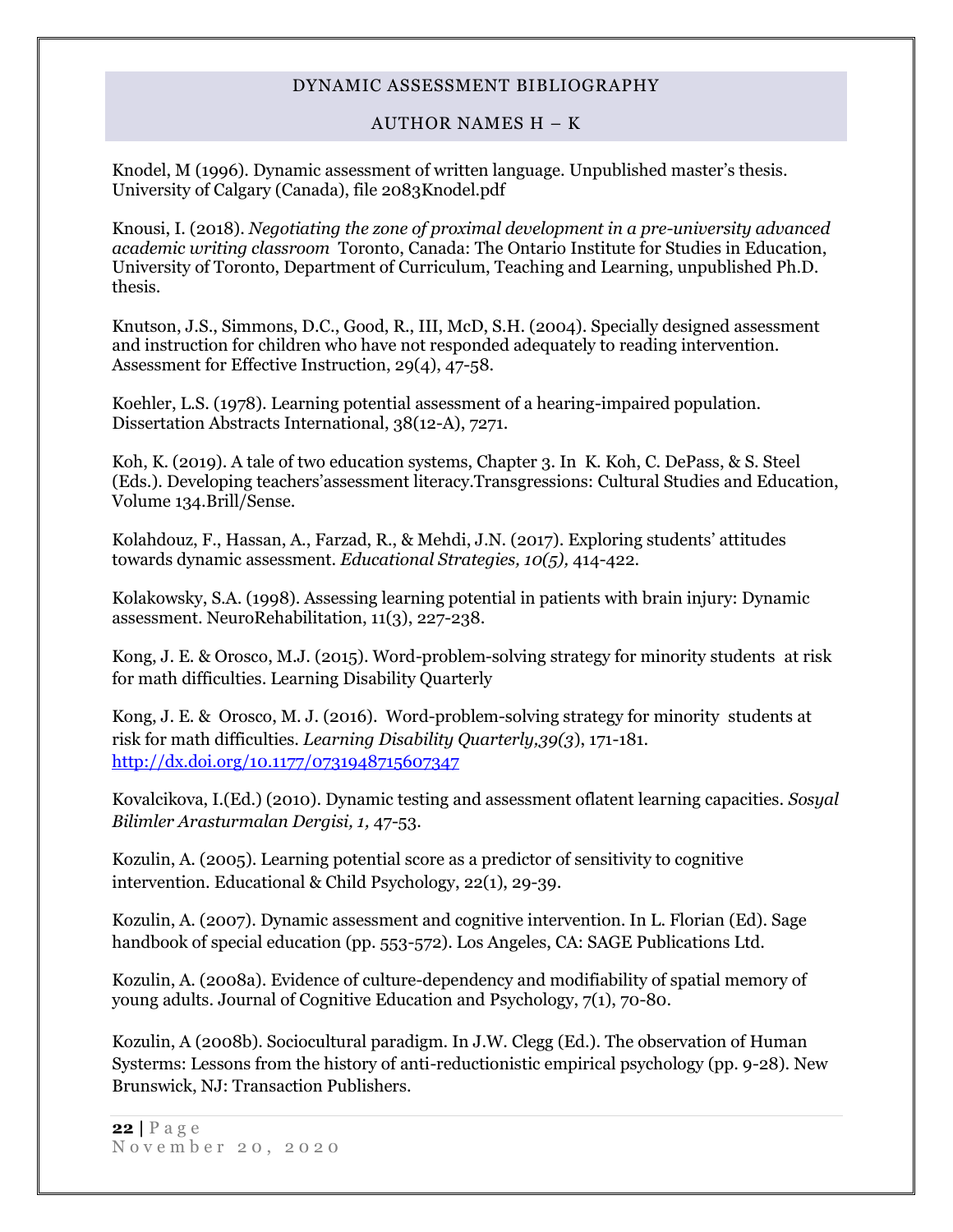Knodel, M (1996). Dynamic assessment of written language. Unpublished master's thesis. University of Calgary (Canada), file 2083Knodel.pdf

Knousi, I. (2018). *Negotiating the zone of proximal development in a pre-university advanced academic writing classroom* Toronto, Canada: The Ontario Institute for Studies in Education, University of Toronto, Department of Curriculum, Teaching and Learning, unpublished Ph.D. thesis.

Knutson, J.S., Simmons, D.C., Good, R., III, McD, S.H. (2004). Specially designed assessment and instruction for children who have not responded adequately to reading intervention. Assessment for Effective Instruction, 29(4), 47-58.

Koehler, L.S. (1978). Learning potential assessment of a hearing-impaired population. Dissertation Abstracts International, 38(12-A), 7271.

Koh, K. (2019). A tale of two education systems, Chapter 3. In K. Koh, C. DePass, & S. Steel (Eds.). Developing teachers'assessment literacy.Transgressions: Cultural Studies and Education, Volume 134.Brill/Sense.

Kolahdouz, F., Hassan, A., Farzad, R., & Mehdi, J.N. (2017). Exploring students' attitudes towards dynamic assessment. *Educational Strategies, 10(5),* 414-422.

Kolakowsky, S.A. (1998). Assessing learning potential in patients with brain injury: Dynamic assessment. NeuroRehabilitation, 11(3), 227-238.

Kong, J. E. & Orosco, M.J. (2015). Word-problem-solving strategy for minority students at risk for math difficulties. Learning Disability Quarterly

Kong, J. E. & Orosco, M. J. (2016). Word-problem-solving strategy for minority students at risk for math difficulties. *Learning Disability Quarterly,39(3*), 171-181. http://dx.doi.org/10.1177/0731948715607347

Kovalcikova, I.(Ed.) (2010). Dynamic testing and assessment oflatent learning capacities. *Sosyal Bilimler Arasturmalan Dergisi, 1,* 47-53.

Kozulin, A. (2005). Learning potential score as a predictor of sensitivity to cognitive intervention. Educational & Child Psychology, 22(1), 29-39.

Kozulin, A. (2007). Dynamic assessment and cognitive intervention. In L. Florian (Ed). Sage handbook of special education (pp. 553-572). Los Angeles, CA: SAGE Publications Ltd.

Kozulin, A. (2008a). Evidence of culture-dependency and modifiability of spatial memory of young adults. Journal of Cognitive Education and Psychology, 7(1), 70-80.

Kozulin, A (2008b). Sociocultural paradigm. In J.W. Clegg (Ed.). The observation of Human Systerms: Lessons from the history of anti-reductionistic empirical psychology (pp. 9-28). New Brunswick, NJ: Transaction Publishers.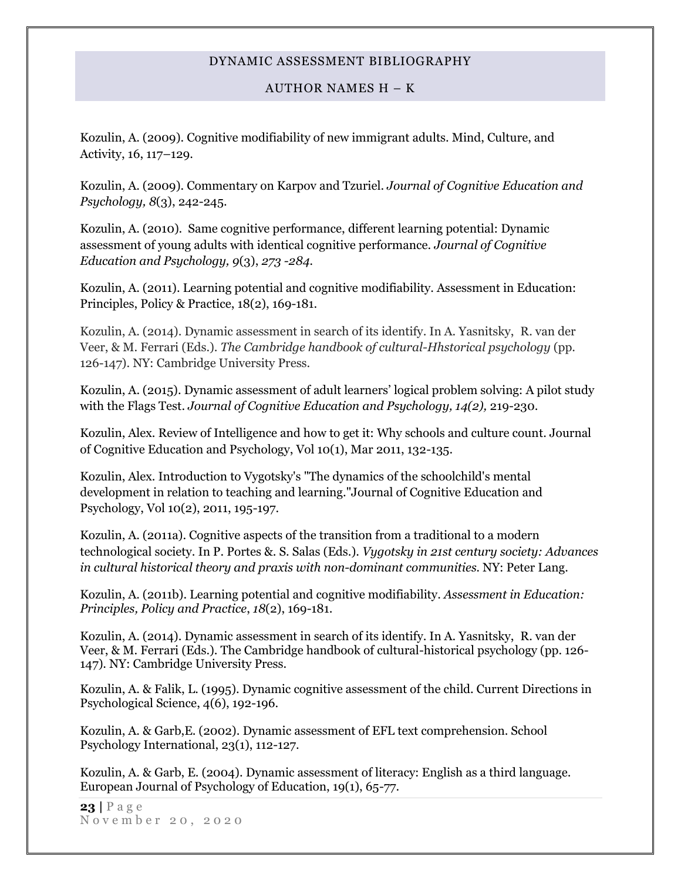Kozulin, A. (2009). Cognitive modifiability of new immigrant adults. Mind, Culture, and Activity, 16, 117–129.

Kozulin, A. (2009). Commentary on Karpov and Tzuriel. *Journal of Cognitive Education and Psychology, 8*(3), 242-245.

Kozulin, A. (2010). Same cognitive performance, different learning potential: Dynamic assessment of young adults with identical cognitive performance. *Journal of Cognitive Education and Psychology, 9*(3), *273 -284.*

Kozulin, A. (2011). Learning potential and cognitive modifiability. Assessment in Education: Principles, Policy & Practice, 18(2), 169-181.

Kozulin, A. (2014). Dynamic assessment in search of its identify. In A. Yasnitsky, R. van der Veer, & M. Ferrari (Eds.). *The Cambridge handbook of cultural-Hhstorical psychology* (pp. 126-147). NY: Cambridge University Press.

Kozulin, A. (2015). Dynamic assessment of adult learners' logical problem solving: A pilot study with the Flags Test. *Journal of Cognitive Education and Psychology, 14(2),* 219-230.

Kozulin, Alex. Review of Intelligence and how to get it: Why schools and culture count. Journal of Cognitive Education and Psychology, Vol 10(1), Mar 2011, 132-135.

Kozulin, Alex. Introduction to Vygotsky's "The dynamics of the schoolchild's mental development in relation to teaching and learning."Journal of Cognitive Education and Psychology, Vol 10(2), 2011, 195-197.

Kozulin, A. (2011a). Cognitive aspects of the transition from a traditional to a modern technological society. In P. Portes &. S. Salas (Eds.). *Vygotsky in 21st century society: Advances in cultural historical theory and praxis with non-dominant communities.* NY: Peter Lang.

Kozulin, A. (2011b). Learning potential and cognitive modifiability. *Assessment in Education: Principles, Policy and Practice*, *18*(2), 169-181.

Kozulin, A. (2014). Dynamic assessment in search of its identify. In A. Yasnitsky, R. van der Veer, & M. Ferrari (Eds.). The Cambridge handbook of cultural-historical psychology (pp. 126-147). NY: Cambridge University Press.

Kozulin, A. & Falik, L. (1995). Dynamic cognitive assessment of the child. Current Directions in Psychological Science, 4(6), 192-196.

Kozulin, A. & Garb,E. (2002). Dynamic assessment of EFL text comprehension. School Psychology International, 23(1), 112-127.

Kozulin, A. & Garb, E. (2004). Dynamic assessment of literacy: English as a third language. European Journal of Psychology of Education, 19(1), 65-77.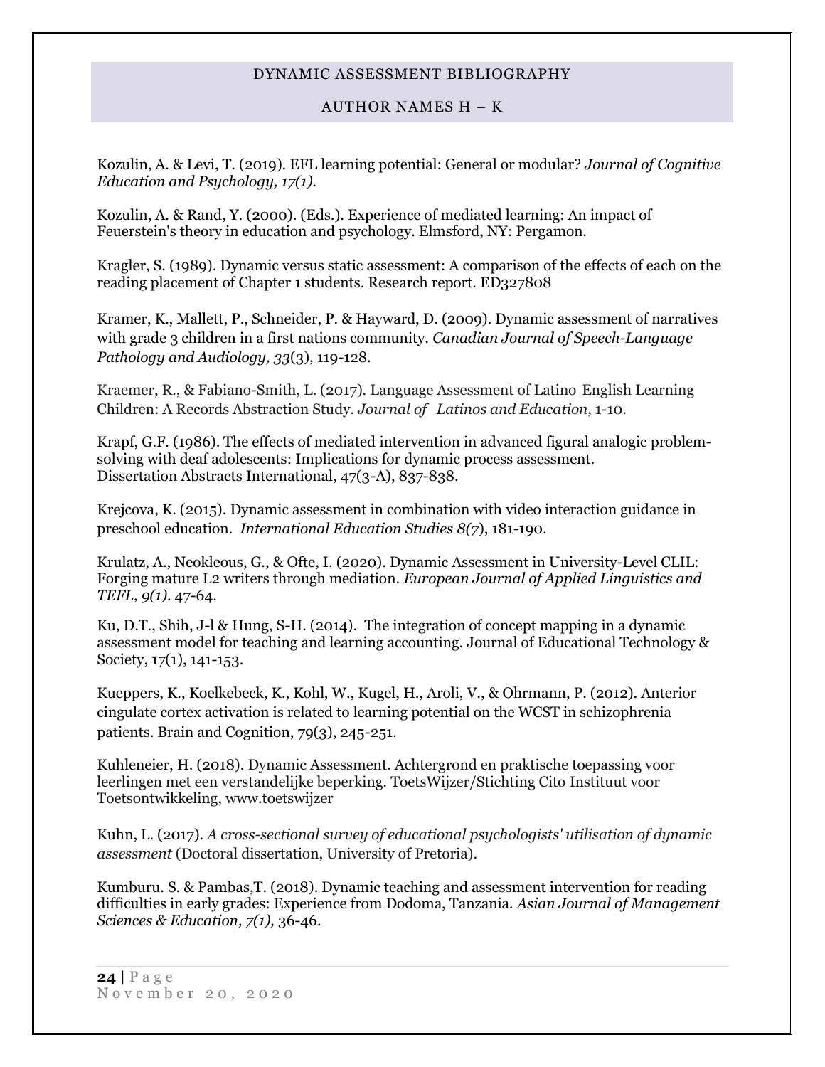Kozulin, A. & Levi, T. (2019). EFL learning potential: General or modular? *Journal of Cognitive Education and Psychology, 17(1).*

Kozulin, A. & Rand, Y. (2000). (Eds.). Experience of mediated learning: An impact of Feuerstein's theory in education and psychology. Elmsford, NY: Pergamon.

Kragler, S. (1989). Dynamic versus static assessment: A comparison of the effects of each on the reading placement of Chapter 1 students. Research report. ED327808

Kramer, K., Mallett, P., Schneider, P. & Hayward, D. (2009). Dynamic assessment of narratives with grade 3 children in a first nations community. *Canadian Journal of Speech-Language Pathology and Audiology, 33*(3), 119-128.

Kraemer, R., & Fabiano-Smith, L. (2017). Language Assessment of Latino English Learning Children: A Records Abstraction Study. *Journal of Latinos and Education*, 1-10.

Krapf, G.F. (1986). The effects of mediated intervention in advanced figural analogic problem-solving with deaf adolescents: Implications for dynamic process assessment. Dissertation Abstracts International, 47(3-A), 837-838.

Krejcova, K. (2015). Dynamic assessment in combination with video interaction guidance in preschool education. *International Education Studies 8(7)*, 181-190.

Krulatz, A., Neokleous, G., & Ofte, I. (2020). Dynamic Assessment in University-Level CLIL: Forging mature L2 writers through mediation. *European Journal of Applied Linguistics and TEFL, 9(1).* 47-64.

Ku, D.T., Shih, J-l & Hung, S-H. (2014). The integration of concept mapping in a dynamic assessment model for teaching and learning accounting. Journal of Educational Technology & Society, 17(1), 141-153.

Kueppers, K., Koelkebeck, K., Kohl, W., Kugel, H., Aroli, V., & Ohrmann, P. (2012). Anterior cingulate cortex activation is related to learning potential on the WCST in schizophrenia patients. Brain and Cognition, 79(3), 245-251.

Kuhleneier, H. (2018). Dynamic Assessment. Achtergrond en praktische toepassing voor leerlingen met een verstandelijke beperking. ToetsWijzer/Stichting Cito Instituut voor Toetsontwikkeling, www.toetswijzer

Kuhn, L. (2017). *A cross-sectional survey of educational psychologists' utilisation of dynamic assessment* (Doctoral dissertation, University of Pretoria).

Kumburu. S. & Pambas,T. (2018). Dynamic teaching and assessment intervention for reading difficulties in early grades: Experience from Dodoma, Tanzania. *Asian Journal of Management Sciences & Education, 7(1),* 36-46.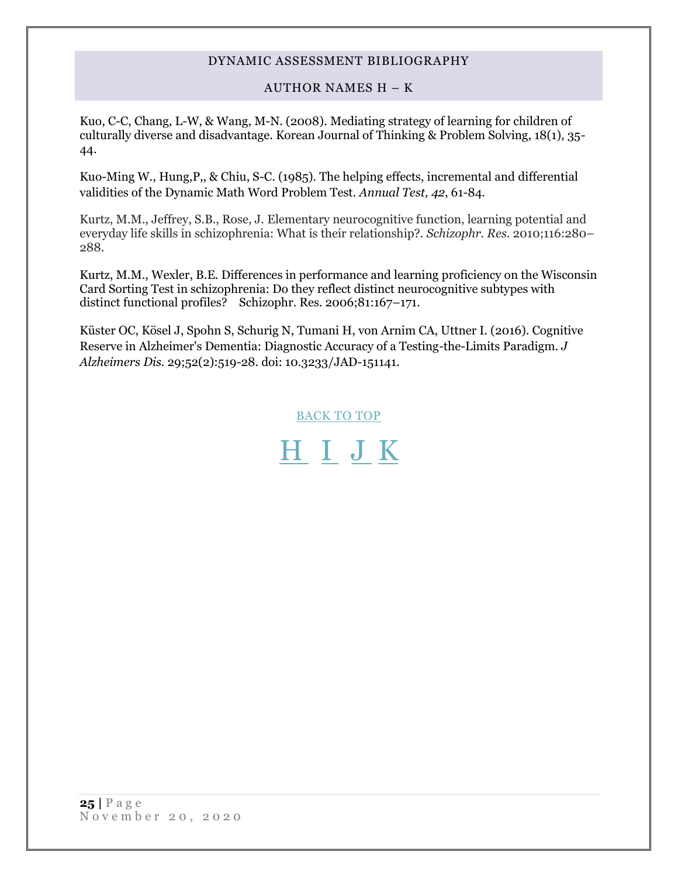Kuo, C-C, Chang, L-W, & Wang, M-N. (2008). Mediating strategy of learning for children of culturally diverse and disadvantage. Korean Journal of Thinking & Problem Solving, 18(1), 35-44.

Kuo-Ming W., Hung,P,, & Chiu, S-C. (1985). The helping effects, incremental and differential validities of the Dynamic Math Word Problem Test. *Annual Test, 42*, 61-84.

Kurtz, M.M., Jeffrey, S.B., Rose, J. Elementary neurocognitive function, learning potential and everyday life skills in schizophrenia: What is their relationship?. *Schizophr. Res.* 2010;116:280–288.

Kurtz, M.M., Wexler, B.E. Differences in performance and learning proficiency on the Wisconsin Card Sorting Test in schizophrenia: Do they reflect distinct neurocognitive subtypes with distinct functional profiles? Schizophr. Res. 2006;81:167–171.

Küster OC, Kösel J, Spohn S, Schurig N, Tumani H, von Arnim CA, Uttner I. (2016). Cognitive Reserve in Alzheimer's Dementia: Diagnostic Accuracy of a Testing-the-Limits Paradigm. *J Alzheimers Dis.* 29;52(2):519-28. doi: 10.3233/JAD-151141.

BACK TO TOP

H I J K